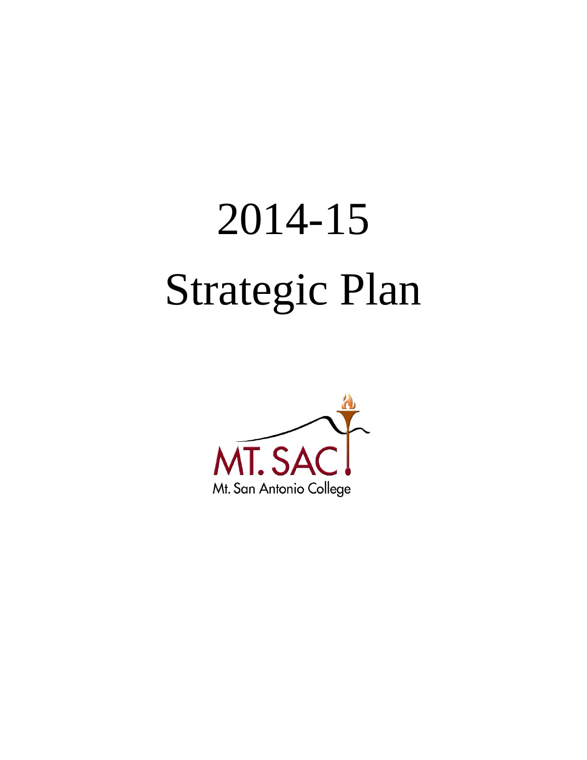# 2014-15

# Strategic Plan

MT. SAC

Mt. San Antonio College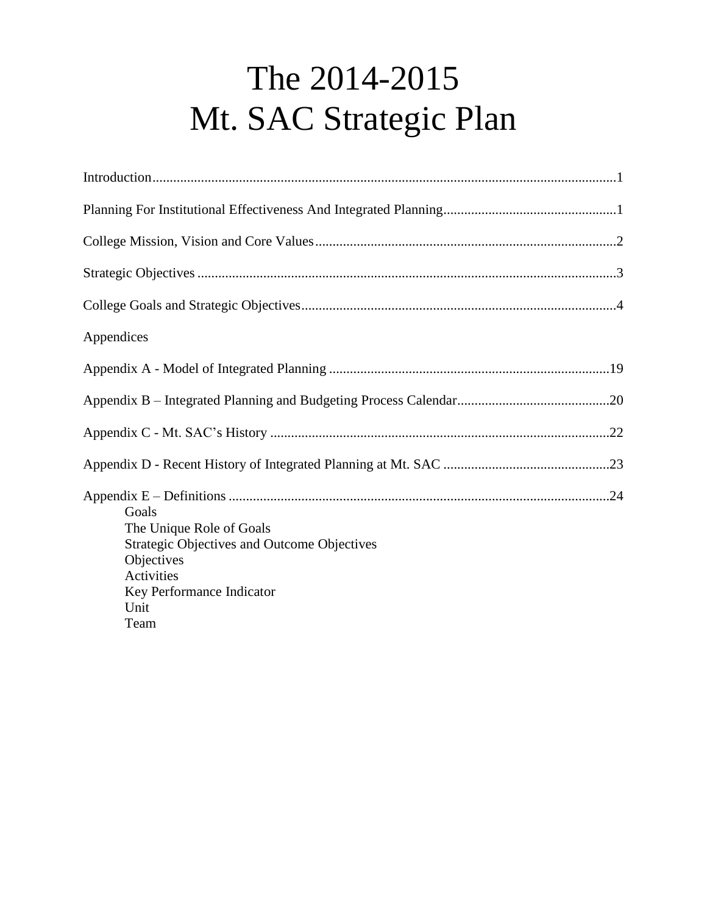# The 2014-2015 Mt. SAC Strategic Plan

Introduction....................................................................................................................................1

Planning For Institutional Effectiveness And Integrated Planning..................................................1

College Mission, Vision and Core Values......................................................................................2

Strategic Objectives ........................................................................................................................3

College Goals and Strategic Objectives..........................................................................................4

Appendices

Appendix A - Model of Integrated Planning .................................................................................19

Appendix B – Integrated Planning and Budgeting Process Calendar............................................20

Appendix C - Mt. SAC's History ..................................................................................................22

Appendix D - Recent History of Integrated Planning at Mt. SAC ................................................23

Appendix E – Definitions .............................................................................................................24

- Goals
- The Unique Role of Goals
- Strategic Objectives and Outcome Objectives
- Objectives
- Activities
- Key Performance Indicator
- Unit
- Team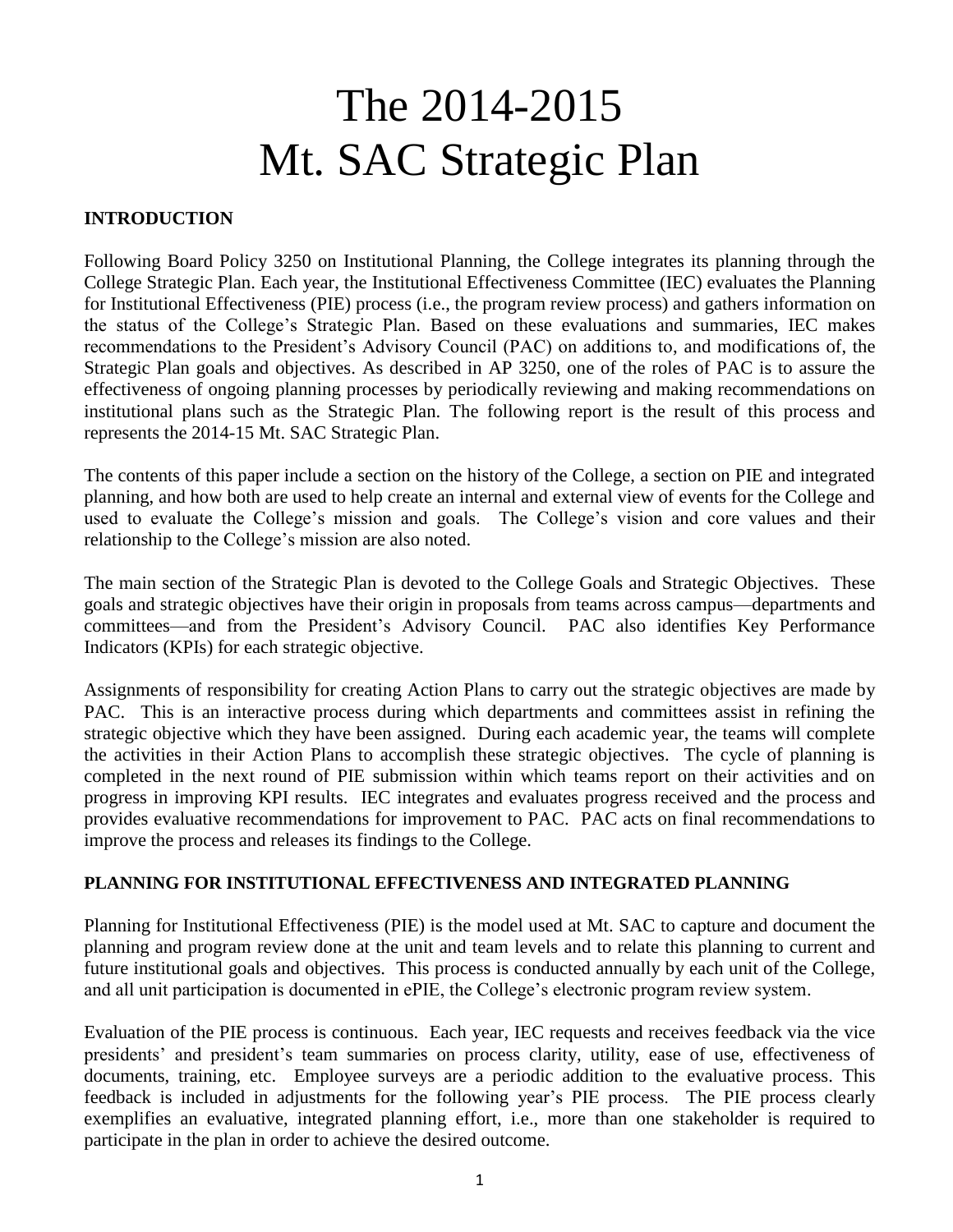# The 2014-2015 Mt. SAC Strategic Plan

## INTRODUCTION

Following Board Policy 3250 on Institutional Planning, the College integrates its planning through the College Strategic Plan. Each year, the Institutional Effectiveness Committee (IEC) evaluates the Planning for Institutional Effectiveness (PIE) process (i.e., the program review process) and gathers information on the status of the College's Strategic Plan. Based on these evaluations and summaries, IEC makes recommendations to the President's Advisory Council (PAC) on additions to, and modifications of, the Strategic Plan goals and objectives. As described in AP 3250, one of the roles of PAC is to assure the effectiveness of ongoing planning processes by periodically reviewing and making recommendations on institutional plans such as the Strategic Plan. The following report is the result of this process and represents the 2014-15 Mt. SAC Strategic Plan.

The contents of this paper include a section on the history of the College, a section on PIE and integrated planning, and how both are used to help create an internal and external view of events for the College and used to evaluate the College's mission and goals. The College's vision and core values and their relationship to the College's mission are also noted.

The main section of the Strategic Plan is devoted to the College Goals and Strategic Objectives. These goals and strategic objectives have their origin in proposals from teams across campus—departments and committees—and from the President's Advisory Council. PAC also identifies Key Performance Indicators (KPIs) for each strategic objective.

Assignments of responsibility for creating Action Plans to carry out the strategic objectives are made by PAC. This is an interactive process during which departments and committees assist in refining the strategic objective which they have been assigned. During each academic year, the teams will complete the activities in their Action Plans to accomplish these strategic objectives. The cycle of planning is completed in the next round of PIE submission within which teams report on their activities and on progress in improving KPI results. IEC integrates and evaluates progress received and the process and provides evaluative recommendations for improvement to PAC. PAC acts on final recommendations to improve the process and releases its findings to the College.

## PLANNING FOR INSTITUTIONAL EFFECTIVENESS AND INTEGRATED PLANNING

Planning for Institutional Effectiveness (PIE) is the model used at Mt. SAC to capture and document the planning and program review done at the unit and team levels and to relate this planning to current and future institutional goals and objectives. This process is conducted annually by each unit of the College, and all unit participation is documented in ePIE, the College's electronic program review system.

Evaluation of the PIE process is continuous. Each year, IEC requests and receives feedback via the vice presidents' and president's team summaries on process clarity, utility, ease of use, effectiveness of documents, training, etc. Employee surveys are a periodic addition to the evaluative process. This feedback is included in adjustments for the following year's PIE process. The PIE process clearly exemplifies an evaluative, integrated planning effort, i.e., more than one stakeholder is required to participate in the plan in order to achieve the desired outcome.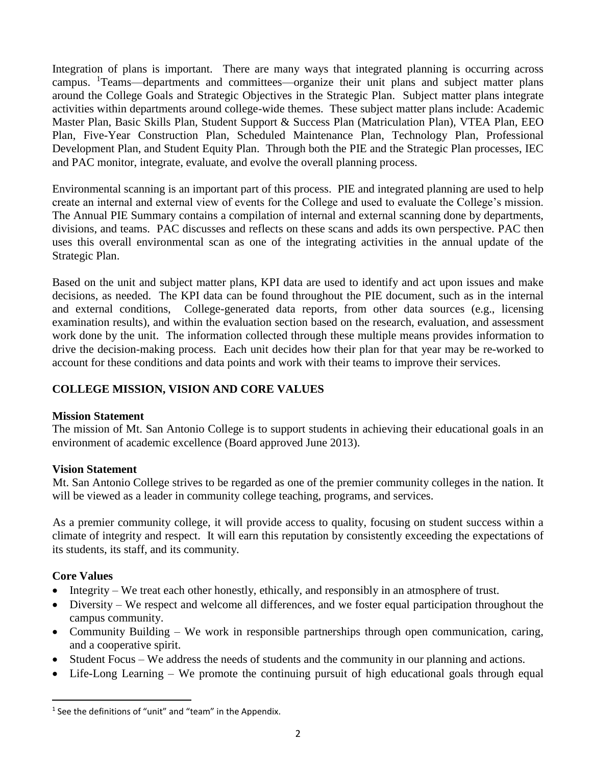Integration of plans is important. There are many ways that integrated planning is occurring across campus. [1]Teams—departments and committees—organize their unit plans and subject matter plans around the College Goals and Strategic Objectives in the Strategic Plan. Subject matter plans integrate activities within departments around college-wide themes. These subject matter plans include: Academic Master Plan, Basic Skills Plan, Student Support & Success Plan (Matriculation Plan), VTEA Plan, EEO Plan, Five-Year Construction Plan, Scheduled Maintenance Plan, Technology Plan, Professional Development Plan, and Student Equity Plan. Through both the PIE and the Strategic Plan processes, IEC and PAC monitor, integrate, evaluate, and evolve the overall planning process.

Environmental scanning is an important part of this process. PIE and integrated planning are used to help create an internal and external view of events for the College and used to evaluate the College's mission. The Annual PIE Summary contains a compilation of internal and external scanning done by departments, divisions, and teams. PAC discusses and reflects on these scans and adds its own perspective. PAC then uses this overall environmental scan as one of the integrating activities in the annual update of the Strategic Plan.

Based on the unit and subject matter plans, KPI data are used to identify and act upon issues and make decisions, as needed. The KPI data can be found throughout the PIE document, such as in the internal and external conditions, College-generated data reports, from other data sources (e.g., licensing examination results), and within the evaluation section based on the research, evaluation, and assessment work done by the unit. The information collected through these multiple means provides information to drive the decision-making process. Each unit decides how their plan for that year may be re-worked to account for these conditions and data points and work with their teams to improve their services.

## COLLEGE MISSION, VISION AND CORE VALUES

**Mission Statement**
The mission of Mt. San Antonio College is to support students in achieving their educational goals in an environment of academic excellence (Board approved June 2013).

**Vision Statement**
Mt. San Antonio College strives to be regarded as one of the premier community colleges in the nation. It will be viewed as a leader in community college teaching, programs, and services.

As a premier community college, it will provide access to quality, focusing on student success within a climate of integrity and respect. It will earn this reputation by consistently exceeding the expectations of its students, its staff, and its community.

**Core Values**

- Integrity – We treat each other honestly, ethically, and responsibly in an atmosphere of trust.
- Diversity – We respect and welcome all differences, and we foster equal participation throughout the campus community.
- Community Building – We work in responsible partnerships through open communication, caring, and a cooperative spirit.
- Student Focus – We address the needs of students and the community in our planning and actions.
- Life-Long Learning – We promote the continuing pursuit of high educational goals through equal

[1] See the definitions of "unit" and "team" in the Appendix.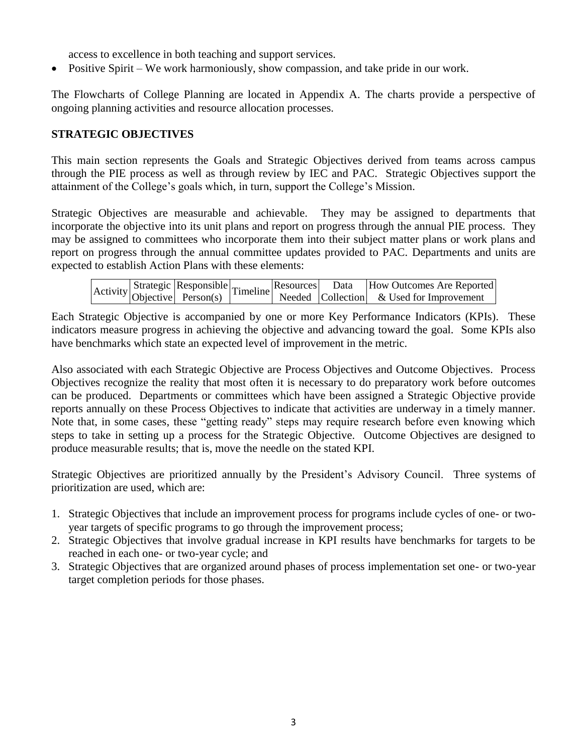access to excellence in both teaching and support services.

- Positive Spirit – We work harmoniously, show compassion, and take pride in our work.

The Flowcharts of College Planning are located in Appendix A. The charts provide a perspective of ongoing planning activities and resource allocation processes.

## STRATEGIC OBJECTIVES

This main section represents the Goals and Strategic Objectives derived from teams across campus through the PIE process as well as through review by IEC and PAC. Strategic Objectives support the attainment of the College's goals which, in turn, support the College's Mission.

Strategic Objectives are measurable and achievable. They may be assigned to departments that incorporate the objective into its unit plans and report on progress through the annual PIE process. They may be assigned to committees who incorporate them into their subject matter plans or work plans and report on progress through the annual committee updates provided to PAC. Departments and units are expected to establish Action Plans with these elements:

| Activity | Strategic Objective | Responsible Person(s) | Timeline | Resources Needed | Data Collection | How Outcomes Are Reported & Used for Improvement |
|---|---|---|---|---|---|---|

Each Strategic Objective is accompanied by one or more Key Performance Indicators (KPIs). These indicators measure progress in achieving the objective and advancing toward the goal. Some KPIs also have benchmarks which state an expected level of improvement in the metric.

Also associated with each Strategic Objective are Process Objectives and Outcome Objectives. Process Objectives recognize the reality that most often it is necessary to do preparatory work before outcomes can be produced. Departments or committees which have been assigned a Strategic Objective provide reports annually on these Process Objectives to indicate that activities are underway in a timely manner. Note that, in some cases, these "getting ready" steps may require research before even knowing which steps to take in setting up a process for the Strategic Objective. Outcome Objectives are designed to produce measurable results; that is, move the needle on the stated KPI.

Strategic Objectives are prioritized annually by the President's Advisory Council. Three systems of prioritization are used, which are:

1. Strategic Objectives that include an improvement process for programs include cycles of one- or two-year targets of specific programs to go through the improvement process;
2. Strategic Objectives that involve gradual increase in KPI results have benchmarks for targets to be reached in each one- or two-year cycle; and
3. Strategic Objectives that are organized around phases of process implementation set one- or two-year target completion periods for those phases.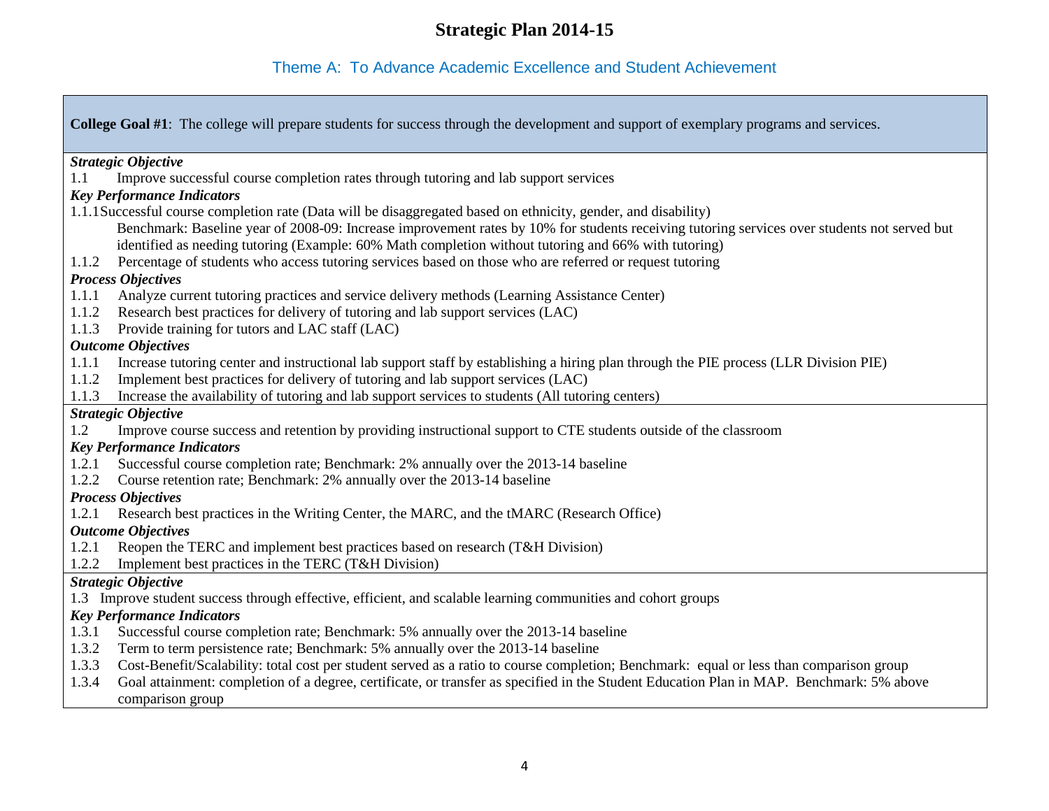# Strategic Plan 2014-15

## Theme A: To Advance Academic Excellence and Student Achievement

**College Goal #1**: The college will prepare students for success through the development and support of exemplary programs and services.

***Strategic Objective***

1.1 Improve successful course completion rates through tutoring and lab support services

***Key Performance Indicators***

1.1.1 Successful course completion rate (Data will be disaggregated based on ethnicity, gender, and disability)
Benchmark: Baseline year of 2008-09: Increase improvement rates by 10% for students receiving tutoring services over students not served but identified as needing tutoring (Example: 60% Math completion without tutoring and 66% with tutoring)

1.1.2 Percentage of students who access tutoring services based on those who are referred or request tutoring

***Process Objectives***

1.1.1 Analyze current tutoring practices and service delivery methods (Learning Assistance Center)

1.1.2 Research best practices for delivery of tutoring and lab support services (LAC)

1.1.3 Provide training for tutors and LAC staff (LAC)

***Outcome Objectives***

1.1.1 Increase tutoring center and instructional lab support staff by establishing a hiring plan through the PIE process (LLR Division PIE)

1.1.2 Implement best practices for delivery of tutoring and lab support services (LAC)

1.1.3 Increase the availability of tutoring and lab support services to students (All tutoring centers)

***Strategic Objective***

1.2 Improve course success and retention by providing instructional support to CTE students outside of the classroom

***Key Performance Indicators***

1.2.1 Successful course completion rate; Benchmark: 2% annually over the 2013-14 baseline

1.2.2 Course retention rate; Benchmark: 2% annually over the 2013-14 baseline

***Process Objectives***

1.2.1 Research best practices in the Writing Center, the MARC, and the tMARC (Research Office)

***Outcome Objectives***

1.2.1 Reopen the TERC and implement best practices based on research (T&H Division)

1.2.2 Implement best practices in the TERC (T&H Division)

***Strategic Objective***

1.3 Improve student success through effective, efficient, and scalable learning communities and cohort groups

***Key Performance Indicators***

1.3.1 Successful course completion rate; Benchmark: 5% annually over the 2013-14 baseline

1.3.2 Term to term persistence rate; Benchmark: 5% annually over the 2013-14 baseline

1.3.3 Cost-Benefit/Scalability: total cost per student served as a ratio to course completion; Benchmark: equal or less than comparison group

1.3.4 Goal attainment: completion of a degree, certificate, or transfer as specified in the Student Education Plan in MAP. Benchmark: 5% above comparison group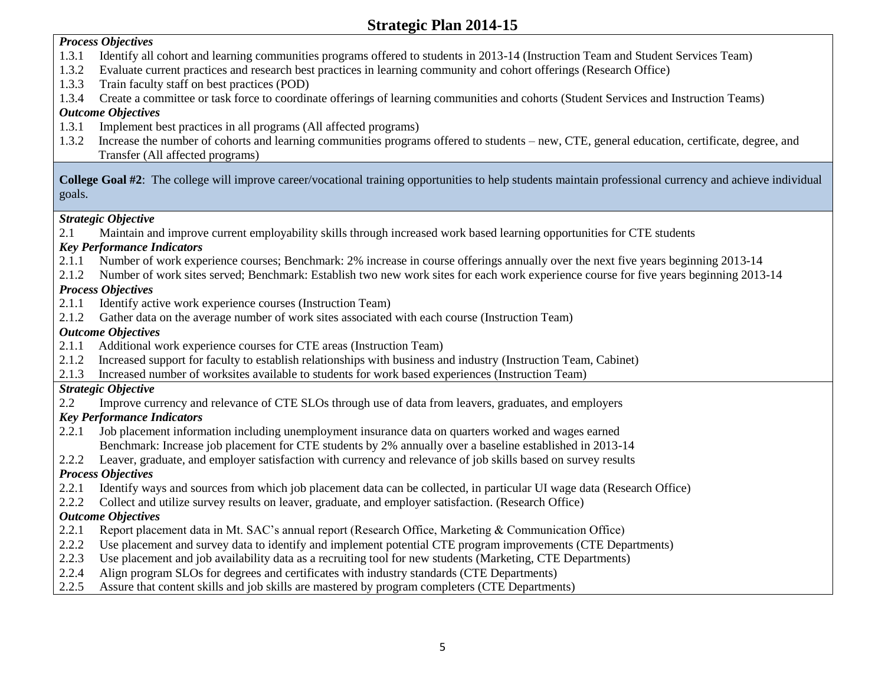# Strategic Plan 2014-15

***Process Objectives***

1.3.1 Identify all cohort and learning communities programs offered to students in 2013-14 (Instruction Team and Student Services Team)
1.3.2 Evaluate current practices and research best practices in learning community and cohort offerings (Research Office)
1.3.3 Train faculty staff on best practices (POD)
1.3.4 Create a committee or task force to coordinate offerings of learning communities and cohorts (Student Services and Instruction Teams)

***Outcome Objectives***

1.3.1 Implement best practices in all programs (All affected programs)
1.3.2 Increase the number of cohorts and learning communities programs offered to students – new, CTE, general education, certificate, degree, and Transfer (All affected programs)

**College Goal #2**: The college will improve career/vocational training opportunities to help students maintain professional currency and achieve individual goals.

***Strategic Objective***

2.1 Maintain and improve current employability skills through increased work based learning opportunities for CTE students

***Key Performance Indicators***

2.1.1 Number of work experience courses; Benchmark: 2% increase in course offerings annually over the next five years beginning 2013-14
2.1.2 Number of work sites served; Benchmark: Establish two new work sites for each work experience course for five years beginning 2013-14

***Process Objectives***

2.1.1 Identify active work experience courses (Instruction Team)
2.1.2 Gather data on the average number of work sites associated with each course (Instruction Team)

***Outcome Objectives***

2.1.1 Additional work experience courses for CTE areas (Instruction Team)
2.1.2 Increased support for faculty to establish relationships with business and industry (Instruction Team, Cabinet)
2.1.3 Increased number of worksites available to students for work based experiences (Instruction Team)

***Strategic Objective***

2.2 Improve currency and relevance of CTE SLOs through use of data from leavers, graduates, and employers

***Key Performance Indicators***

2.2.1 Job placement information including unemployment insurance data on quarters worked and wages earned
Benchmark: Increase job placement for CTE students by 2% annually over a baseline established in 2013-14
2.2.2 Leaver, graduate, and employer satisfaction with currency and relevance of job skills based on survey results

***Process Objectives***

2.2.1 Identify ways and sources from which job placement data can be collected, in particular UI wage data (Research Office)
2.2.2 Collect and utilize survey results on leaver, graduate, and employer satisfaction. (Research Office)

***Outcome Objectives***

2.2.1 Report placement data in Mt. SAC's annual report (Research Office, Marketing & Communication Office)
2.2.2 Use placement and survey data to identify and implement potential CTE program improvements (CTE Departments)
2.2.3 Use placement and job availability data as a recruiting tool for new students (Marketing, CTE Departments)
2.2.4 Align program SLOs for degrees and certificates with industry standards (CTE Departments)
2.2.5 Assure that content skills and job skills are mastered by program completers (CTE Departments)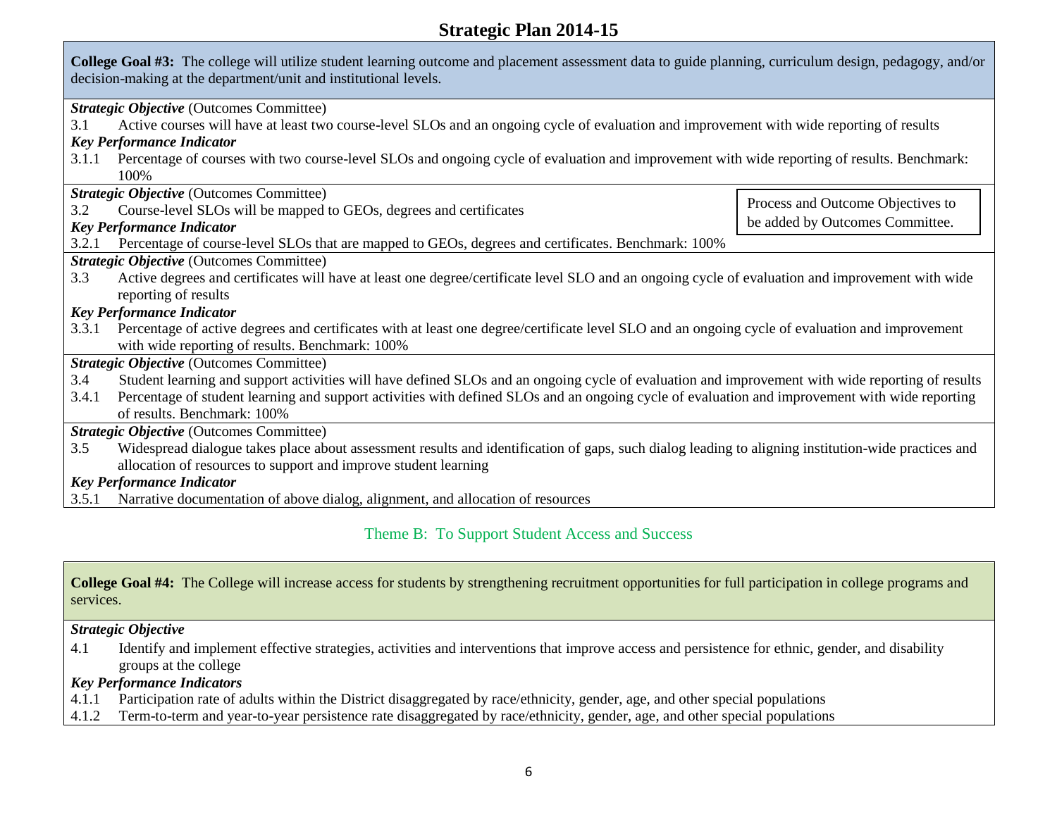# Strategic Plan 2014-15

**College Goal #3:** The college will utilize student learning outcome and placement assessment data to guide planning, curriculum design, pedagogy, and/or decision-making at the department/unit and institutional levels.

***Strategic Objective*** (Outcomes Committee)

3.1 Active courses will have at least two course-level SLOs and an ongoing cycle of evaluation and improvement with wide reporting of results

***Key Performance Indicator***

3.1.1 Percentage of courses with two course-level SLOs and ongoing cycle of evaluation and improvement with wide reporting of results. Benchmark: 100%

***Strategic Objective*** (Outcomes Committee)

3.2 Course-level SLOs will be mapped to GEOs, degrees and certificates

***Key Performance Indicator***

3.2.1 Percentage of course-level SLOs that are mapped to GEOs, degrees and certificates. Benchmark: 100%

Process and Outcome Objectives to be added by Outcomes Committee.

***Strategic Objective*** (Outcomes Committee)

3.3 Active degrees and certificates will have at least one degree/certificate level SLO and an ongoing cycle of evaluation and improvement with wide reporting of results

***Key Performance Indicator***

3.3.1 Percentage of active degrees and certificates with at least one degree/certificate level SLO and an ongoing cycle of evaluation and improvement with wide reporting of results. Benchmark: 100%

***Strategic Objective*** (Outcomes Committee)

3.4 Student learning and support activities will have defined SLOs and an ongoing cycle of evaluation and improvement with wide reporting of results

3.4.1 Percentage of student learning and support activities with defined SLOs and an ongoing cycle of evaluation and improvement with wide reporting of results. Benchmark: 100%

***Strategic Objective*** (Outcomes Committee)

3.5 Widespread dialogue takes place about assessment results and identification of gaps, such dialog leading to aligning institution-wide practices and allocation of resources to support and improve student learning

***Key Performance Indicator***

3.5.1 Narrative documentation of above dialog, alignment, and allocation of resources

## Theme B: To Support Student Access and Success

**College Goal #4:** The College will increase access for students by strengthening recruitment opportunities for full participation in college programs and services.

***Strategic Objective***

4.1 Identify and implement effective strategies, activities and interventions that improve access and persistence for ethnic, gender, and disability groups at the college

***Key Performance Indicators***

4.1.1 Participation rate of adults within the District disaggregated by race/ethnicity, gender, age, and other special populations

4.1.2 Term-to-term and year-to-year persistence rate disaggregated by race/ethnicity, gender, age, and other special populations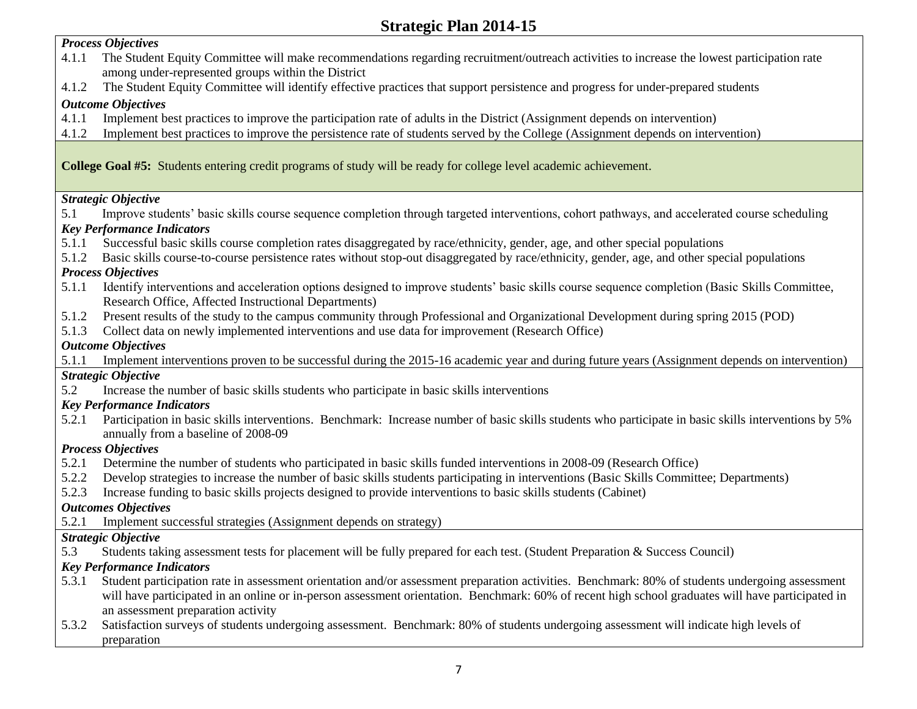***Process Objectives***

4.1.1 The Student Equity Committee will make recommendations regarding recruitment/outreach activities to increase the lowest participation rate among under-represented groups within the District

4.1.2 The Student Equity Committee will identify effective practices that support persistence and progress for under-prepared students

***Outcome Objectives***

4.1.1 Implement best practices to improve the participation rate of adults in the District (Assignment depends on intervention)

4.1.2 Implement best practices to improve the persistence rate of students served by the College (Assignment depends on intervention)

**College Goal #5:** Students entering credit programs of study will be ready for college level academic achievement.

***Strategic Objective***

5.1 Improve students' basic skills course sequence completion through targeted interventions, cohort pathways, and accelerated course scheduling

***Key Performance Indicators***

5.1.1 Successful basic skills course completion rates disaggregated by race/ethnicity, gender, age, and other special populations

5.1.2 Basic skills course-to-course persistence rates without stop-out disaggregated by race/ethnicity, gender, age, and other special populations

***Process Objectives***

5.1.1 Identify interventions and acceleration options designed to improve students' basic skills course sequence completion (Basic Skills Committee, Research Office, Affected Instructional Departments)

5.1.2 Present results of the study to the campus community through Professional and Organizational Development during spring 2015 (POD)

5.1.3 Collect data on newly implemented interventions and use data for improvement (Research Office)

***Outcome Objectives***

5.1.1 Implement interventions proven to be successful during the 2015-16 academic year and during future years (Assignment depends on intervention)

***Strategic Objective***

5.2 Increase the number of basic skills students who participate in basic skills interventions

***Key Performance Indicators***

5.2.1 Participation in basic skills interventions. Benchmark: Increase number of basic skills students who participate in basic skills interventions by 5% annually from a baseline of 2008-09

***Process Objectives***

5.2.1 Determine the number of students who participated in basic skills funded interventions in 2008-09 (Research Office)

5.2.2 Develop strategies to increase the number of basic skills students participating in interventions (Basic Skills Committee; Departments)

5.2.3 Increase funding to basic skills projects designed to provide interventions to basic skills students (Cabinet)

***Outcomes Objectives***

5.2.1 Implement successful strategies (Assignment depends on strategy)

***Strategic Objective***

5.3 Students taking assessment tests for placement will be fully prepared for each test. (Student Preparation & Success Council)

***Key Performance Indicators***

5.3.1 Student participation rate in assessment orientation and/or assessment preparation activities. Benchmark: 80% of students undergoing assessment will have participated in an online or in-person assessment orientation. Benchmark: 60% of recent high school graduates will have participated in an assessment preparation activity

5.3.2 Satisfaction surveys of students undergoing assessment. Benchmark: 80% of students undergoing assessment will indicate high levels of preparation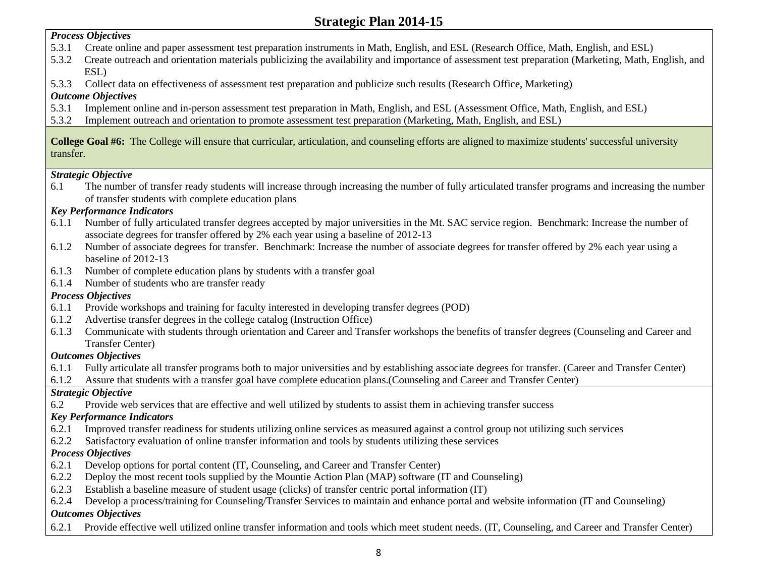***Process Objectives***

5.3.1 Create online and paper assessment test preparation instruments in Math, English, and ESL (Research Office, Math, English, and ESL)

5.3.2 Create outreach and orientation materials publicizing the availability and importance of assessment test preparation (Marketing, Math, English, and ESL)

5.3.3 Collect data on effectiveness of assessment test preparation and publicize such results (Research Office, Marketing)

***Outcome Objectives***

5.3.1 Implement online and in-person assessment test preparation in Math, English, and ESL (Assessment Office, Math, English, and ESL)

5.3.2 Implement outreach and orientation to promote assessment test preparation (Marketing, Math, English, and ESL)

**College Goal #6:** The College will ensure that curricular, articulation, and counseling efforts are aligned to maximize students' successful university transfer.

***Strategic Objective***

6.1 The number of transfer ready students will increase through increasing the number of fully articulated transfer programs and increasing the number of transfer students with complete education plans

***Key Performance Indicators***

6.1.1 Number of fully articulated transfer degrees accepted by major universities in the Mt. SAC service region. Benchmark: Increase the number of associate degrees for transfer offered by 2% each year using a baseline of 2012-13

6.1.2 Number of associate degrees for transfer. Benchmark: Increase the number of associate degrees for transfer offered by 2% each year using a baseline of 2012-13

6.1.3 Number of complete education plans by students with a transfer goal

6.1.4 Number of students who are transfer ready

***Process Objectives***

6.1.1 Provide workshops and training for faculty interested in developing transfer degrees (POD)

6.1.2 Advertise transfer degrees in the college catalog (Instruction Office)

6.1.3 Communicate with students through orientation and Career and Transfer workshops the benefits of transfer degrees (Counseling and Career and Transfer Center)

***Outcomes Objectives***

6.1.1 Fully articulate all transfer programs both to major universities and by establishing associate degrees for transfer. (Career and Transfer Center)

6.1.2 Assure that students with a transfer goal have complete education plans.(Counseling and Career and Transfer Center)

***Strategic Objective***

6.2 Provide web services that are effective and well utilized by students to assist them in achieving transfer success

***Key Performance Indicators***

6.2.1 Improved transfer readiness for students utilizing online services as measured against a control group not utilizing such services

6.2.2 Satisfactory evaluation of online transfer information and tools by students utilizing these services

***Process Objectives***

6.2.1 Develop options for portal content (IT, Counseling, and Career and Transfer Center)

6.2.2 Deploy the most recent tools supplied by the Mountie Action Plan (MAP) software (IT and Counseling)

6.2.3 Establish a baseline measure of student usage (clicks) of transfer centric portal information (IT)

6.2.4 Develop a process/training for Counseling/Transfer Services to maintain and enhance portal and website information (IT and Counseling)

***Outcomes Objectives***

6.2.1 Provide effective well utilized online transfer information and tools which meet student needs. (IT, Counseling, and Career and Transfer Center)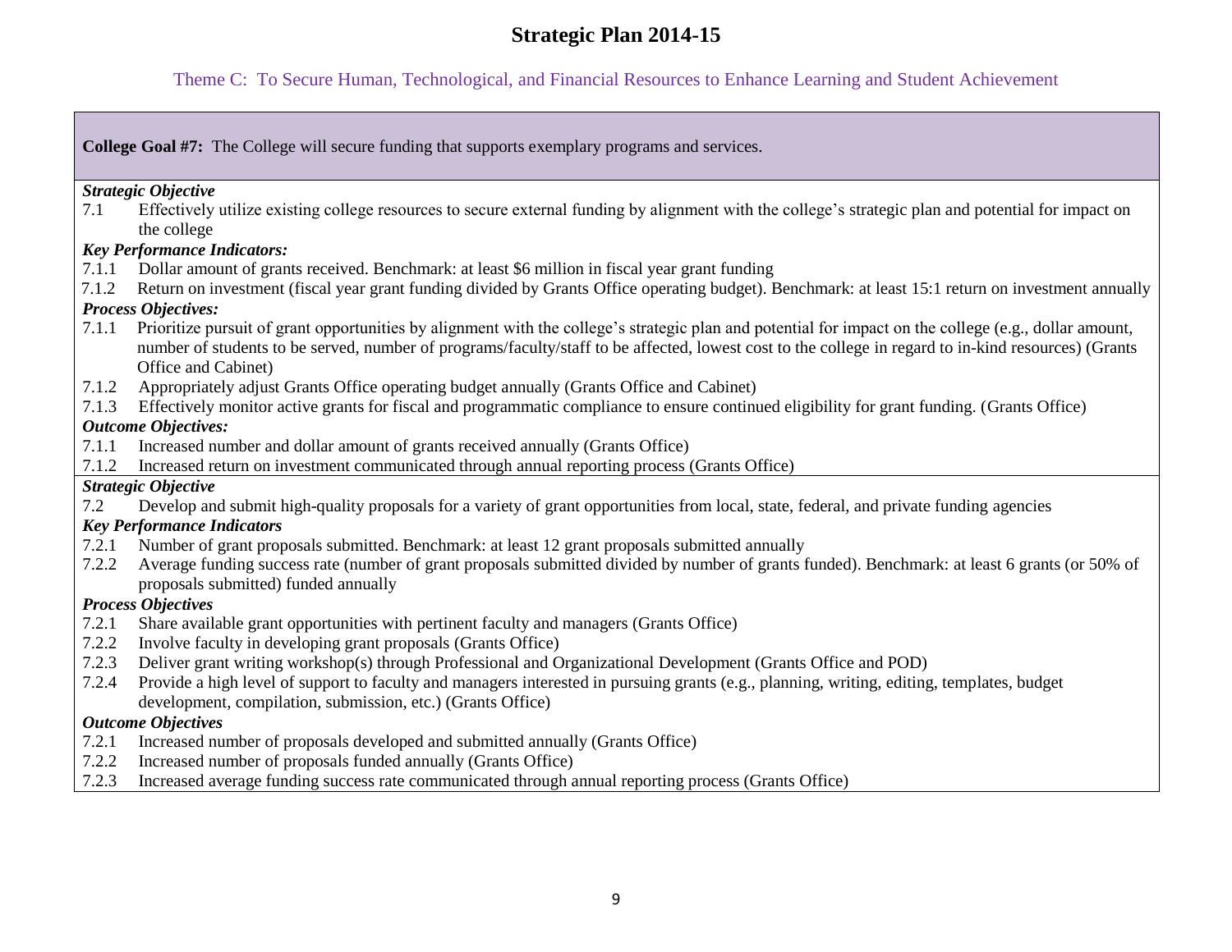# Strategic Plan 2014-15

## Theme C: To Secure Human, Technological, and Financial Resources to Enhance Learning and Student Achievement

**College Goal #7:** The College will secure funding that supports exemplary programs and services.

***Strategic Objective***

7.1 Effectively utilize existing college resources to secure external funding by alignment with the college's strategic plan and potential for impact on the college

***Key Performance Indicators:***

7.1.1 Dollar amount of grants received. Benchmark: at least $6 million in fiscal year grant funding

7.1.2 Return on investment (fiscal year grant funding divided by Grants Office operating budget). Benchmark: at least 15:1 return on investment annually

***Process Objectives:***

7.1.1 Prioritize pursuit of grant opportunities by alignment with the college's strategic plan and potential for impact on the college (e.g., dollar amount, number of students to be served, number of programs/faculty/staff to be affected, lowest cost to the college in regard to in-kind resources) (Grants Office and Cabinet)

7.1.2 Appropriately adjust Grants Office operating budget annually (Grants Office and Cabinet)

7.1.3 Effectively monitor active grants for fiscal and programmatic compliance to ensure continued eligibility for grant funding. (Grants Office)

***Outcome Objectives:***

7.1.1 Increased number and dollar amount of grants received annually (Grants Office)

7.1.2 Increased return on investment communicated through annual reporting process (Grants Office)

***Strategic Objective***

7.2 Develop and submit high-quality proposals for a variety of grant opportunities from local, state, federal, and private funding agencies

***Key Performance Indicators***

7.2.1 Number of grant proposals submitted. Benchmark: at least 12 grant proposals submitted annually

7.2.2 Average funding success rate (number of grant proposals submitted divided by number of grants funded). Benchmark: at least 6 grants (or 50% of proposals submitted) funded annually

***Process Objectives***

7.2.1 Share available grant opportunities with pertinent faculty and managers (Grants Office)

7.2.2 Involve faculty in developing grant proposals (Grants Office)

7.2.3 Deliver grant writing workshop(s) through Professional and Organizational Development (Grants Office and POD)

7.2.4 Provide a high level of support to faculty and managers interested in pursuing grants (e.g., planning, writing, editing, templates, budget development, compilation, submission, etc.) (Grants Office)

***Outcome Objectives***

7.2.1 Increased number of proposals developed and submitted annually (Grants Office)

7.2.2 Increased number of proposals funded annually (Grants Office)

7.2.3 Increased average funding success rate communicated through annual reporting process (Grants Office)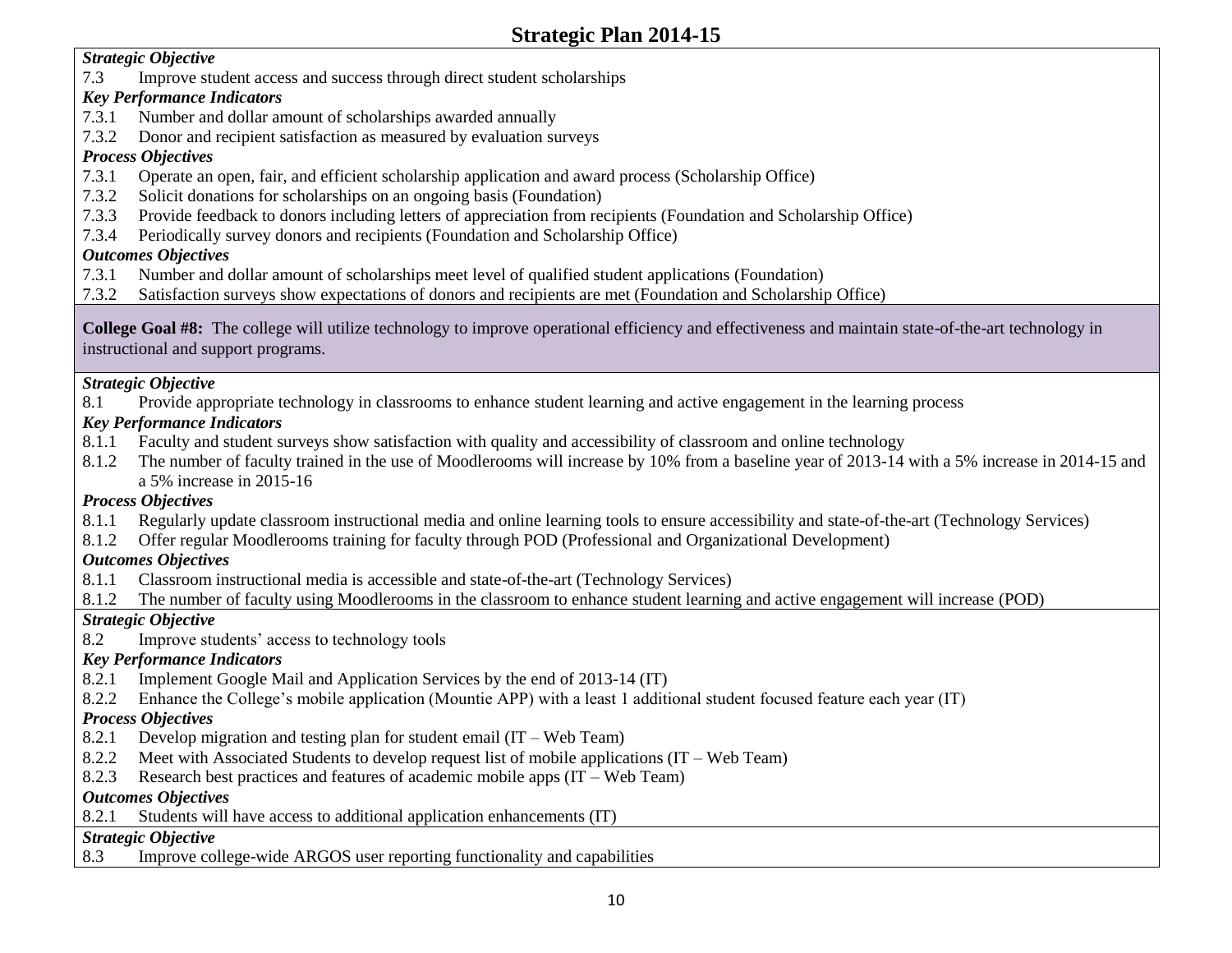***Strategic Objective***

7.3 Improve student access and success through direct student scholarships

***Key Performance Indicators***

7.3.1 Number and dollar amount of scholarships awarded annually
7.3.2 Donor and recipient satisfaction as measured by evaluation surveys

***Process Objectives***

7.3.1 Operate an open, fair, and efficient scholarship application and award process (Scholarship Office)
7.3.2 Solicit donations for scholarships on an ongoing basis (Foundation)
7.3.3 Provide feedback to donors including letters of appreciation from recipients (Foundation and Scholarship Office)
7.3.4 Periodically survey donors and recipients (Foundation and Scholarship Office)

***Outcomes Objectives***

7.3.1 Number and dollar amount of scholarships meet level of qualified student applications (Foundation)
7.3.2 Satisfaction surveys show expectations of donors and recipients are met (Foundation and Scholarship Office)

**College Goal #8:** The college will utilize technology to improve operational efficiency and effectiveness and maintain state-of-the-art technology in instructional and support programs.

***Strategic Objective***

8.1 Provide appropriate technology in classrooms to enhance student learning and active engagement in the learning process

***Key Performance Indicators***

8.1.1 Faculty and student surveys show satisfaction with quality and accessibility of classroom and online technology
8.1.2 The number of faculty trained in the use of Moodlerooms will increase by 10% from a baseline year of 2013-14 with a 5% increase in 2014-15 and a 5% increase in 2015-16

***Process Objectives***

8.1.1 Regularly update classroom instructional media and online learning tools to ensure accessibility and state-of-the-art (Technology Services)
8.1.2 Offer regular Moodlerooms training for faculty through POD (Professional and Organizational Development)

***Outcomes Objectives***

8.1.1 Classroom instructional media is accessible and state-of-the-art (Technology Services)
8.1.2 The number of faculty using Moodlerooms in the classroom to enhance student learning and active engagement will increase (POD)

***Strategic Objective***

8.2 Improve students' access to technology tools

***Key Performance Indicators***

8.2.1 Implement Google Mail and Application Services by the end of 2013-14 (IT)
8.2.2 Enhance the College's mobile application (Mountie APP) with a least 1 additional student focused feature each year (IT)

***Process Objectives***

8.2.1 Develop migration and testing plan for student email (IT – Web Team)
8.2.2 Meet with Associated Students to develop request list of mobile applications (IT – Web Team)
8.2.3 Research best practices and features of academic mobile apps (IT – Web Team)

***Outcomes Objectives***

8.2.1 Students will have access to additional application enhancements (IT)

***Strategic Objective***

8.3 Improve college-wide ARGOS user reporting functionality and capabilities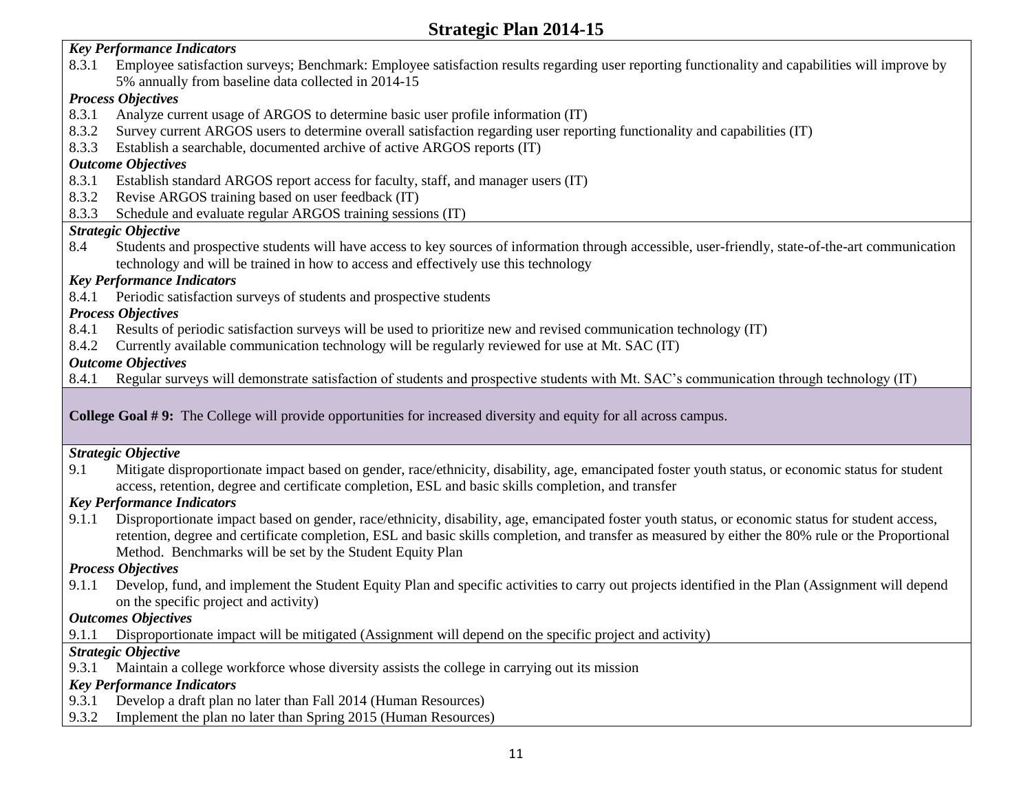# Strategic Plan 2014-15

***Key Performance Indicators***

8.3.1 Employee satisfaction surveys; Benchmark: Employee satisfaction results regarding user reporting functionality and capabilities will improve by 5% annually from baseline data collected in 2014-15

***Process Objectives***

8.3.1 Analyze current usage of ARGOS to determine basic user profile information (IT)

8.3.2 Survey current ARGOS users to determine overall satisfaction regarding user reporting functionality and capabilities (IT)

8.3.3 Establish a searchable, documented archive of active ARGOS reports (IT)

***Outcome Objectives***

8.3.1 Establish standard ARGOS report access for faculty, staff, and manager users (IT)

8.3.2 Revise ARGOS training based on user feedback (IT)

8.3.3 Schedule and evaluate regular ARGOS training sessions (IT)

***Strategic Objective***

8.4 Students and prospective students will have access to key sources of information through accessible, user-friendly, state-of-the-art communication technology and will be trained in how to access and effectively use this technology

***Key Performance Indicators***

8.4.1 Periodic satisfaction surveys of students and prospective students

***Process Objectives***

8.4.1 Results of periodic satisfaction surveys will be used to prioritize new and revised communication technology (IT)

8.4.2 Currently available communication technology will be regularly reviewed for use at Mt. SAC (IT)

***Outcome Objectives***

8.4.1 Regular surveys will demonstrate satisfaction of students and prospective students with Mt. SAC's communication through technology (IT)

**College Goal # 9:** The College will provide opportunities for increased diversity and equity for all across campus.

***Strategic Objective***

9.1 Mitigate disproportionate impact based on gender, race/ethnicity, disability, age, emancipated foster youth status, or economic status for student access, retention, degree and certificate completion, ESL and basic skills completion, and transfer

***Key Performance Indicators***

9.1.1 Disproportionate impact based on gender, race/ethnicity, disability, age, emancipated foster youth status, or economic status for student access, retention, degree and certificate completion, ESL and basic skills completion, and transfer as measured by either the 80% rule or the Proportional Method. Benchmarks will be set by the Student Equity Plan

***Process Objectives***

9.1.1 Develop, fund, and implement the Student Equity Plan and specific activities to carry out projects identified in the Plan (Assignment will depend on the specific project and activity)

***Outcomes Objectives***

9.1.1 Disproportionate impact will be mitigated (Assignment will depend on the specific project and activity)

***Strategic Objective***

9.3.1 Maintain a college workforce whose diversity assists the college in carrying out its mission

***Key Performance Indicators***

9.3.1 Develop a draft plan no later than Fall 2014 (Human Resources)

9.3.2 Implement the plan no later than Spring 2015 (Human Resources)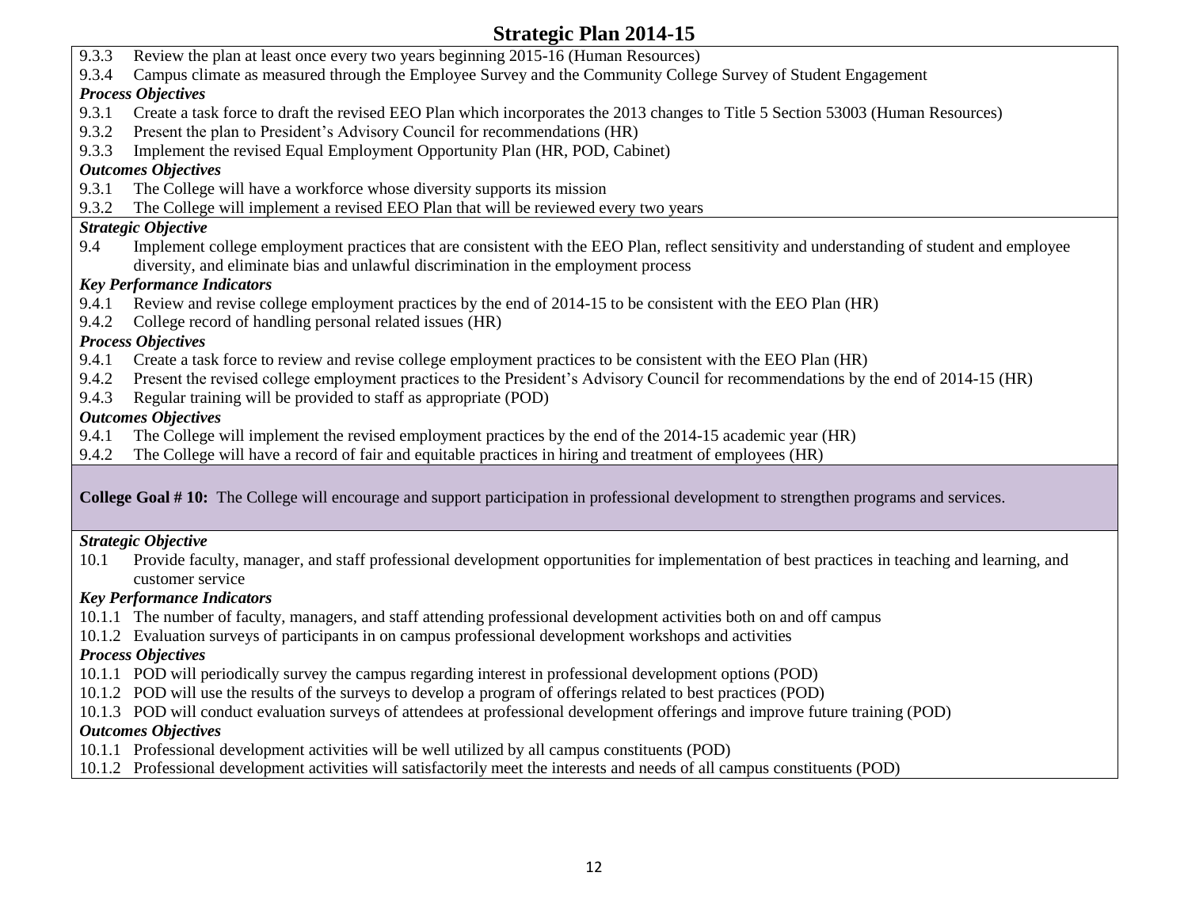9.3.3 Review the plan at least once every two years beginning 2015-16 (Human Resources)
9.3.4 Campus climate as measured through the Employee Survey and the Community College Survey of Student Engagement

***Process Objectives***

9.3.1 Create a task force to draft the revised EEO Plan which incorporates the 2013 changes to Title 5 Section 53003 (Human Resources)
9.3.2 Present the plan to President's Advisory Council for recommendations (HR)
9.3.3 Implement the revised Equal Employment Opportunity Plan (HR, POD, Cabinet)

***Outcomes Objectives***

9.3.1 The College will have a workforce whose diversity supports its mission
9.3.2 The College will implement a revised EEO Plan that will be reviewed every two years

***Strategic Objective***

9.4 Implement college employment practices that are consistent with the EEO Plan, reflect sensitivity and understanding of student and employee diversity, and eliminate bias and unlawful discrimination in the employment process

***Key Performance Indicators***

9.4.1 Review and revise college employment practices by the end of 2014-15 to be consistent with the EEO Plan (HR)
9.4.2 College record of handling personal related issues (HR)

***Process Objectives***

9.4.1 Create a task force to review and revise college employment practices to be consistent with the EEO Plan (HR)
9.4.2 Present the revised college employment practices to the President's Advisory Council for recommendations by the end of 2014-15 (HR)
9.4.3 Regular training will be provided to staff as appropriate (POD)

***Outcomes Objectives***

9.4.1 The College will implement the revised employment practices by the end of the 2014-15 academic year (HR)
9.4.2 The College will have a record of fair and equitable practices in hiring and treatment of employees (HR)

**College Goal # 10:** The College will encourage and support participation in professional development to strengthen programs and services.

***Strategic Objective***

10.1 Provide faculty, manager, and staff professional development opportunities for implementation of best practices in teaching and learning, and customer service

***Key Performance Indicators***

10.1.1 The number of faculty, managers, and staff attending professional development activities both on and off campus
10.1.2 Evaluation surveys of participants in on campus professional development workshops and activities

***Process Objectives***

10.1.1 POD will periodically survey the campus regarding interest in professional development options (POD)
10.1.2 POD will use the results of the surveys to develop a program of offerings related to best practices (POD)
10.1.3 POD will conduct evaluation surveys of attendees at professional development offerings and improve future training (POD)

***Outcomes Objectives***

10.1.1 Professional development activities will be well utilized by all campus constituents (POD)
10.1.2 Professional development activities will satisfactorily meet the interests and needs of all campus constituents (POD)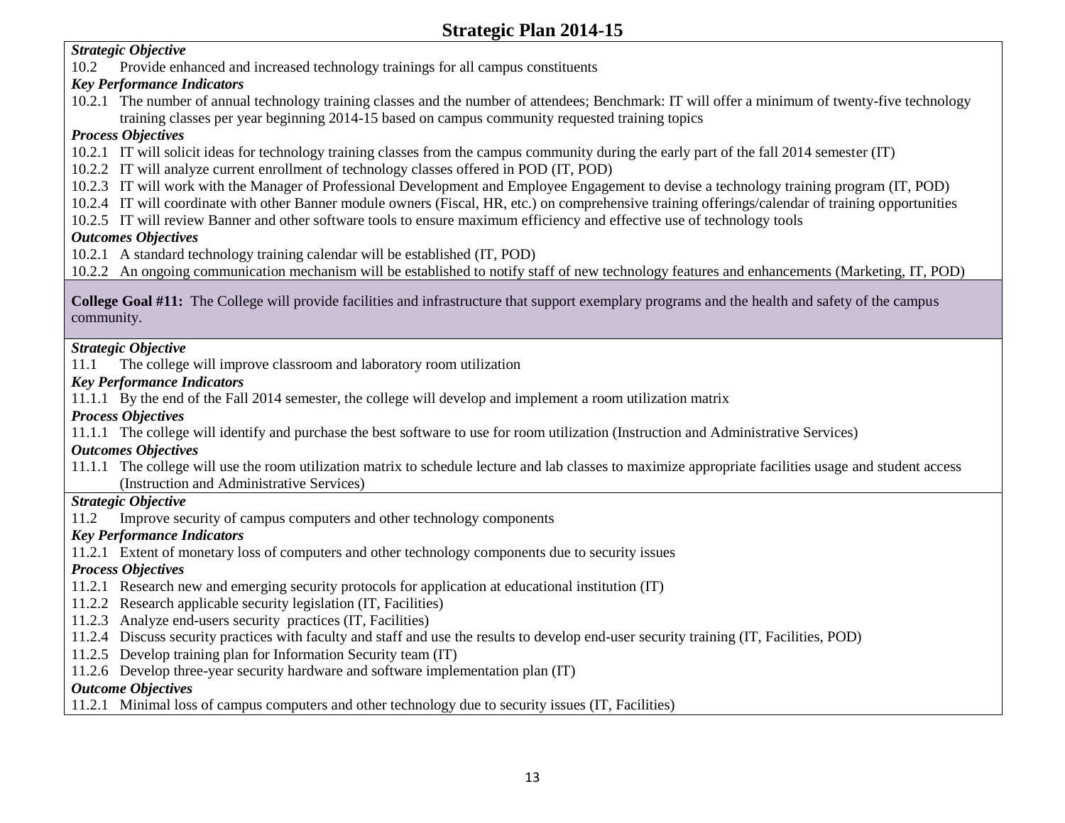*Strategic Objective*

10.2 Provide enhanced and increased technology trainings for all campus constituents

*Key Performance Indicators*

10.2.1 The number of annual technology training classes and the number of attendees; Benchmark: IT will offer a minimum of twenty-five technology training classes per year beginning 2014-15 based on campus community requested training topics

*Process Objectives*

10.2.1 IT will solicit ideas for technology training classes from the campus community during the early part of the fall 2014 semester (IT)
10.2.2 IT will analyze current enrollment of technology classes offered in POD (IT, POD)
10.2.3 IT will work with the Manager of Professional Development and Employee Engagement to devise a technology training program (IT, POD)
10.2.4 IT will coordinate with other Banner module owners (Fiscal, HR, etc.) on comprehensive training offerings/calendar of training opportunities
10.2.5 IT will review Banner and other software tools to ensure maximum efficiency and effective use of technology tools

*Outcomes Objectives*

10.2.1 A standard technology training calendar will be established (IT, POD)
10.2.2 An ongoing communication mechanism will be established to notify staff of new technology features and enhancements (Marketing, IT, POD)

**College Goal #11:** The College will provide facilities and infrastructure that support exemplary programs and the health and safety of the campus community.

*Strategic Objective*

11.1 The college will improve classroom and laboratory room utilization

*Key Performance Indicators*

11.1.1 By the end of the Fall 2014 semester, the college will develop and implement a room utilization matrix

*Process Objectives*

11.1.1 The college will identify and purchase the best software to use for room utilization (Instruction and Administrative Services)

*Outcomes Objectives*

11.1.1 The college will use the room utilization matrix to schedule lecture and lab classes to maximize appropriate facilities usage and student access (Instruction and Administrative Services)

*Strategic Objective*

11.2 Improve security of campus computers and other technology components

*Key Performance Indicators*

11.2.1 Extent of monetary loss of computers and other technology components due to security issues

*Process Objectives*

11.2.1 Research new and emerging security protocols for application at educational institution (IT)
11.2.2 Research applicable security legislation (IT, Facilities)
11.2.3 Analyze end-users security practices (IT, Facilities)
11.2.4 Discuss security practices with faculty and staff and use the results to develop end-user security training (IT, Facilities, POD)
11.2.5 Develop training plan for Information Security team (IT)
11.2.6 Develop three-year security hardware and software implementation plan (IT)

*Outcome Objectives*

11.2.1 Minimal loss of campus computers and other technology due to security issues (IT, Facilities)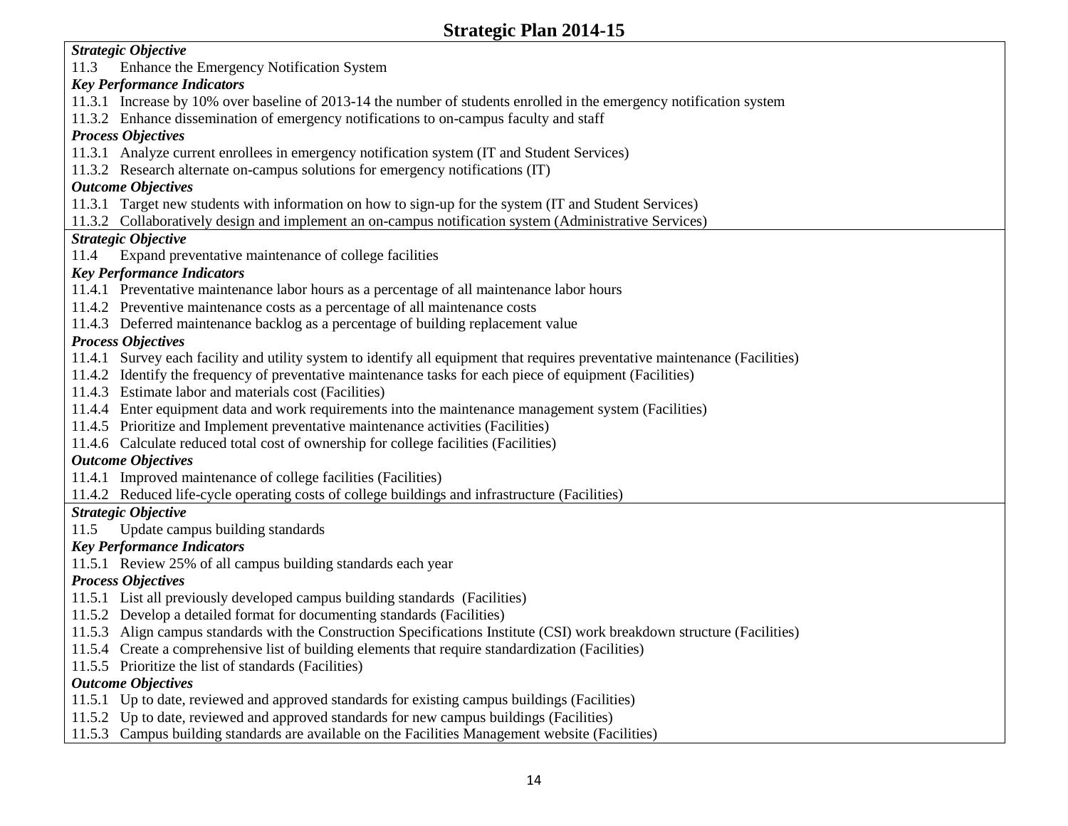# Strategic Plan 2014-15

***Strategic Objective***

11.3 Enhance the Emergency Notification System

***Key Performance Indicators***

11.3.1 Increase by 10% over baseline of 2013-14 the number of students enrolled in the emergency notification system

11.3.2 Enhance dissemination of emergency notifications to on-campus faculty and staff

***Process Objectives***

11.3.1 Analyze current enrollees in emergency notification system (IT and Student Services)

11.3.2 Research alternate on-campus solutions for emergency notifications (IT)

***Outcome Objectives***

11.3.1 Target new students with information on how to sign-up for the system (IT and Student Services)

11.3.2 Collaboratively design and implement an on-campus notification system (Administrative Services)

***Strategic Objective***

11.4 Expand preventative maintenance of college facilities

***Key Performance Indicators***

11.4.1 Preventative maintenance labor hours as a percentage of all maintenance labor hours

11.4.2 Preventive maintenance costs as a percentage of all maintenance costs

11.4.3 Deferred maintenance backlog as a percentage of building replacement value

***Process Objectives***

11.4.1 Survey each facility and utility system to identify all equipment that requires preventative maintenance (Facilities)

11.4.2 Identify the frequency of preventative maintenance tasks for each piece of equipment (Facilities)

11.4.3 Estimate labor and materials cost (Facilities)

11.4.4 Enter equipment data and work requirements into the maintenance management system (Facilities)

11.4.5 Prioritize and Implement preventative maintenance activities (Facilities)

11.4.6 Calculate reduced total cost of ownership for college facilities (Facilities)

***Outcome Objectives***

11.4.1 Improved maintenance of college facilities (Facilities)

11.4.2 Reduced life-cycle operating costs of college buildings and infrastructure (Facilities)

***Strategic Objective***

11.5 Update campus building standards

***Key Performance Indicators***

11.5.1 Review 25% of all campus building standards each year

***Process Objectives***

11.5.1 List all previously developed campus building standards (Facilities)

11.5.2 Develop a detailed format for documenting standards (Facilities)

11.5.3 Align campus standards with the Construction Specifications Institute (CSI) work breakdown structure (Facilities)

11.5.4 Create a comprehensive list of building elements that require standardization (Facilities)

11.5.5 Prioritize the list of standards (Facilities)

***Outcome Objectives***

11.5.1 Up to date, reviewed and approved standards for existing campus buildings (Facilities)

11.5.2 Up to date, reviewed and approved standards for new campus buildings (Facilities)

11.5.3 Campus building standards are available on the Facilities Management website (Facilities)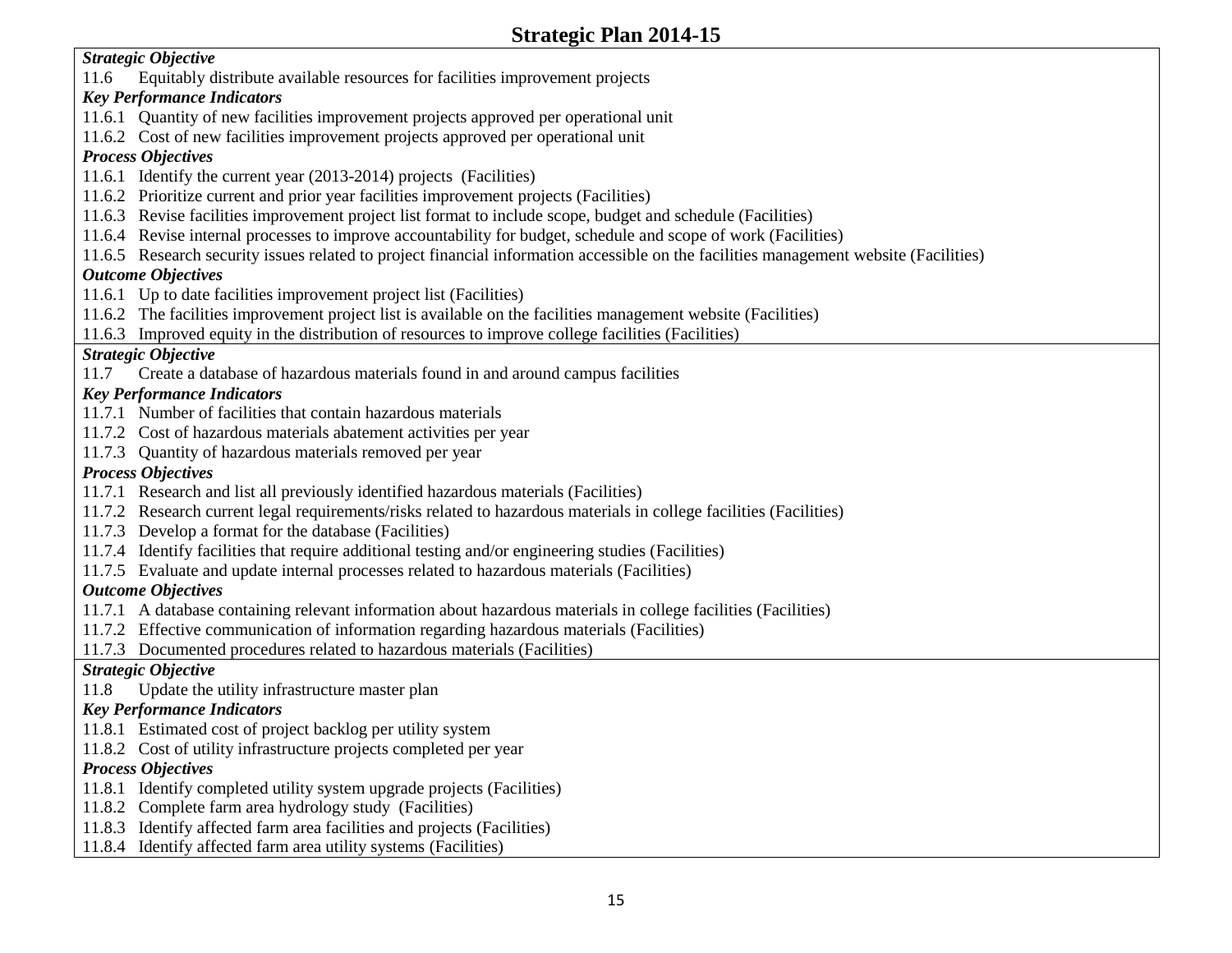## Strategic Plan 2014-15

***Strategic Objective***

11.6 Equitably distribute available resources for facilities improvement projects

***Key Performance Indicators***

11.6.1 Quantity of new facilities improvement projects approved per operational unit
11.6.2 Cost of new facilities improvement projects approved per operational unit

***Process Objectives***

11.6.1 Identify the current year (2013-2014) projects (Facilities)
11.6.2 Prioritize current and prior year facilities improvement projects (Facilities)
11.6.3 Revise facilities improvement project list format to include scope, budget and schedule (Facilities)
11.6.4 Revise internal processes to improve accountability for budget, schedule and scope of work (Facilities)
11.6.5 Research security issues related to project financial information accessible on the facilities management website (Facilities)

***Outcome Objectives***

11.6.1 Up to date facilities improvement project list (Facilities)
11.6.2 The facilities improvement project list is available on the facilities management website (Facilities)
11.6.3 Improved equity in the distribution of resources to improve college facilities (Facilities)

***Strategic Objective***

11.7 Create a database of hazardous materials found in and around campus facilities

***Key Performance Indicators***

11.7.1 Number of facilities that contain hazardous materials
11.7.2 Cost of hazardous materials abatement activities per year
11.7.3 Quantity of hazardous materials removed per year

***Process Objectives***

11.7.1 Research and list all previously identified hazardous materials (Facilities)
11.7.2 Research current legal requirements/risks related to hazardous materials in college facilities (Facilities)
11.7.3 Develop a format for the database (Facilities)
11.7.4 Identify facilities that require additional testing and/or engineering studies (Facilities)
11.7.5 Evaluate and update internal processes related to hazardous materials (Facilities)

***Outcome Objectives***

11.7.1 A database containing relevant information about hazardous materials in college facilities (Facilities)
11.7.2 Effective communication of information regarding hazardous materials (Facilities)
11.7.3 Documented procedures related to hazardous materials (Facilities)

***Strategic Objective***

11.8 Update the utility infrastructure master plan

***Key Performance Indicators***

11.8.1 Estimated cost of project backlog per utility system
11.8.2 Cost of utility infrastructure projects completed per year

***Process Objectives***

11.8.1 Identify completed utility system upgrade projects (Facilities)
11.8.2 Complete farm area hydrology study (Facilities)
11.8.3 Identify affected farm area facilities and projects (Facilities)
11.8.4 Identify affected farm area utility systems (Facilities)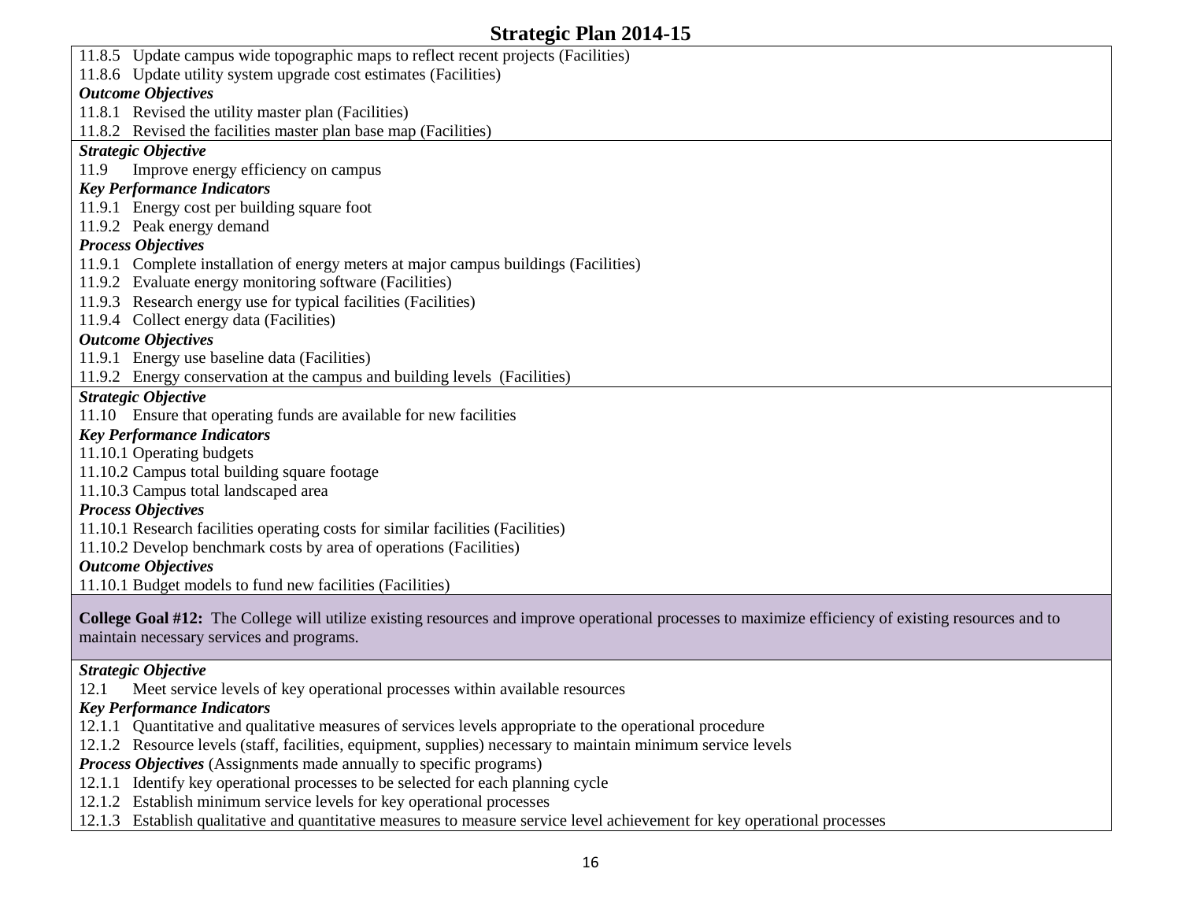11.8.5 Update campus wide topographic maps to reflect recent projects (Facilities)
11.8.6 Update utility system upgrade cost estimates (Facilities)

***Outcome Objectives***

11.8.1 Revised the utility master plan (Facilities)
11.8.2 Revised the facilities master plan base map (Facilities)

***Strategic Objective***

11.9 Improve energy efficiency on campus

***Key Performance Indicators***

11.9.1 Energy cost per building square foot
11.9.2 Peak energy demand

***Process Objectives***

11.9.1 Complete installation of energy meters at major campus buildings (Facilities)
11.9.2 Evaluate energy monitoring software (Facilities)
11.9.3 Research energy use for typical facilities (Facilities)
11.9.4 Collect energy data (Facilities)

***Outcome Objectives***

11.9.1 Energy use baseline data (Facilities)
11.9.2 Energy conservation at the campus and building levels (Facilities)

***Strategic Objective***

11.10 Ensure that operating funds are available for new facilities

***Key Performance Indicators***

11.10.1 Operating budgets
11.10.2 Campus total building square footage
11.10.3 Campus total landscaped area

***Process Objectives***

11.10.1 Research facilities operating costs for similar facilities (Facilities)
11.10.2 Develop benchmark costs by area of operations (Facilities)

***Outcome Objectives***

11.10.1 Budget models to fund new facilities (Facilities)

**College Goal #12:** The College will utilize existing resources and improve operational processes to maximize efficiency of existing resources and to maintain necessary services and programs.

***Strategic Objective***

12.1 Meet service levels of key operational processes within available resources

***Key Performance Indicators***

12.1.1 Quantitative and qualitative measures of services levels appropriate to the operational procedure
12.1.2 Resource levels (staff, facilities, equipment, supplies) necessary to maintain minimum service levels

***Process Objectives*** (Assignments made annually to specific programs)

12.1.1 Identify key operational processes to be selected for each planning cycle
12.1.2 Establish minimum service levels for key operational processes
12.1.3 Establish qualitative and quantitative measures to measure service level achievement for key operational processes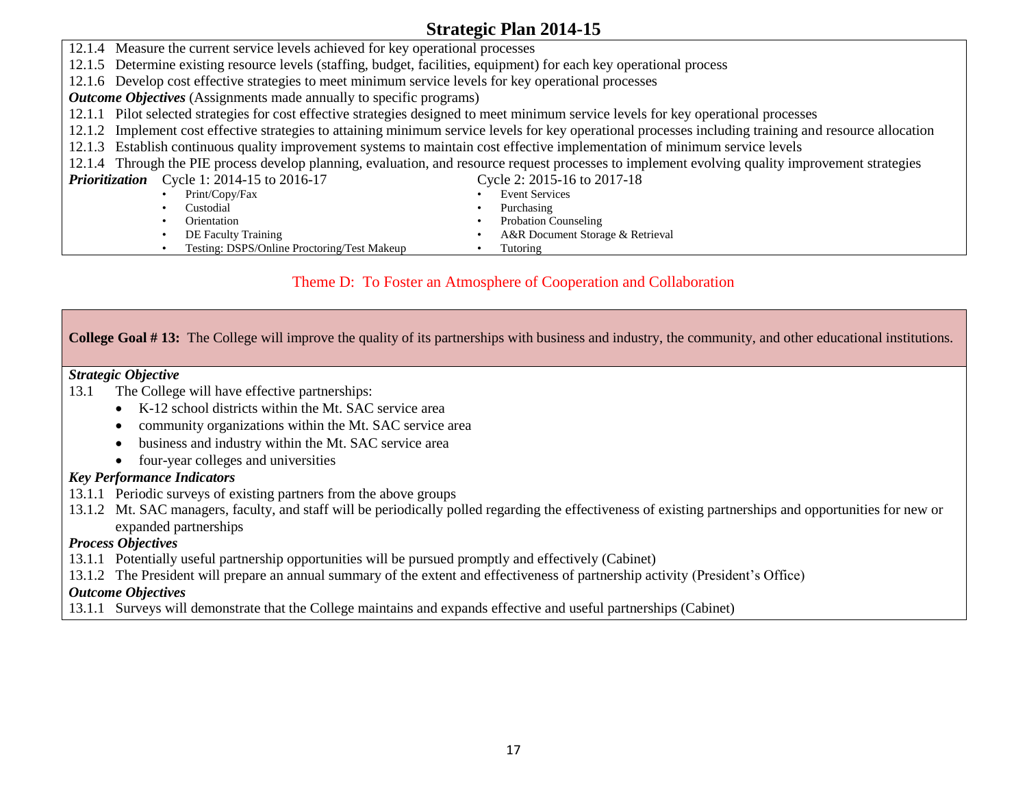12.1.4 Measure the current service levels achieved for key operational processes

12.1.5 Determine existing resource levels (staffing, budget, facilities, equipment) for each key operational process

12.1.6 Develop cost effective strategies to meet minimum service levels for key operational processes

***Outcome Objectives*** (Assignments made annually to specific programs)

12.1.1 Pilot selected strategies for cost effective strategies designed to meet minimum service levels for key operational processes

12.1.2 Implement cost effective strategies to attaining minimum service levels for key operational processes including training and resource allocation

12.1.3 Establish continuous quality improvement systems to maintain cost effective implementation of minimum service levels

12.1.4 Through the PIE process develop planning, evaluation, and resource request processes to implement evolving quality improvement strategies

***Prioritization***

Cycle 1: 2014-15 to 2016-17

- Print/Copy/Fax
- Custodial
- Orientation
- DE Faculty Training
- Testing: DSPS/Online Proctoring/Test Makeup

Cycle 2: 2015-16 to 2017-18

- Event Services
- Purchasing
- Probation Counseling
- A&R Document Storage & Retrieval
- Tutoring

## Theme D: To Foster an Atmosphere of Cooperation and Collaboration

**College Goal # 13:** The College will improve the quality of its partnerships with business and industry, the community, and other educational institutions.

***Strategic Objective***

13.1 The College will have effective partnerships:

- K-12 school districts within the Mt. SAC service area
- community organizations within the Mt. SAC service area
- business and industry within the Mt. SAC service area
- four-year colleges and universities

***Key Performance Indicators***

13.1.1 Periodic surveys of existing partners from the above groups

13.1.2 Mt. SAC managers, faculty, and staff will be periodically polled regarding the effectiveness of existing partnerships and opportunities for new or expanded partnerships

***Process Objectives***

13.1.1 Potentially useful partnership opportunities will be pursued promptly and effectively (Cabinet)

13.1.2 The President will prepare an annual summary of the extent and effectiveness of partnership activity (President's Office)

***Outcome Objectives***

13.1.1 Surveys will demonstrate that the College maintains and expands effective and useful partnerships (Cabinet)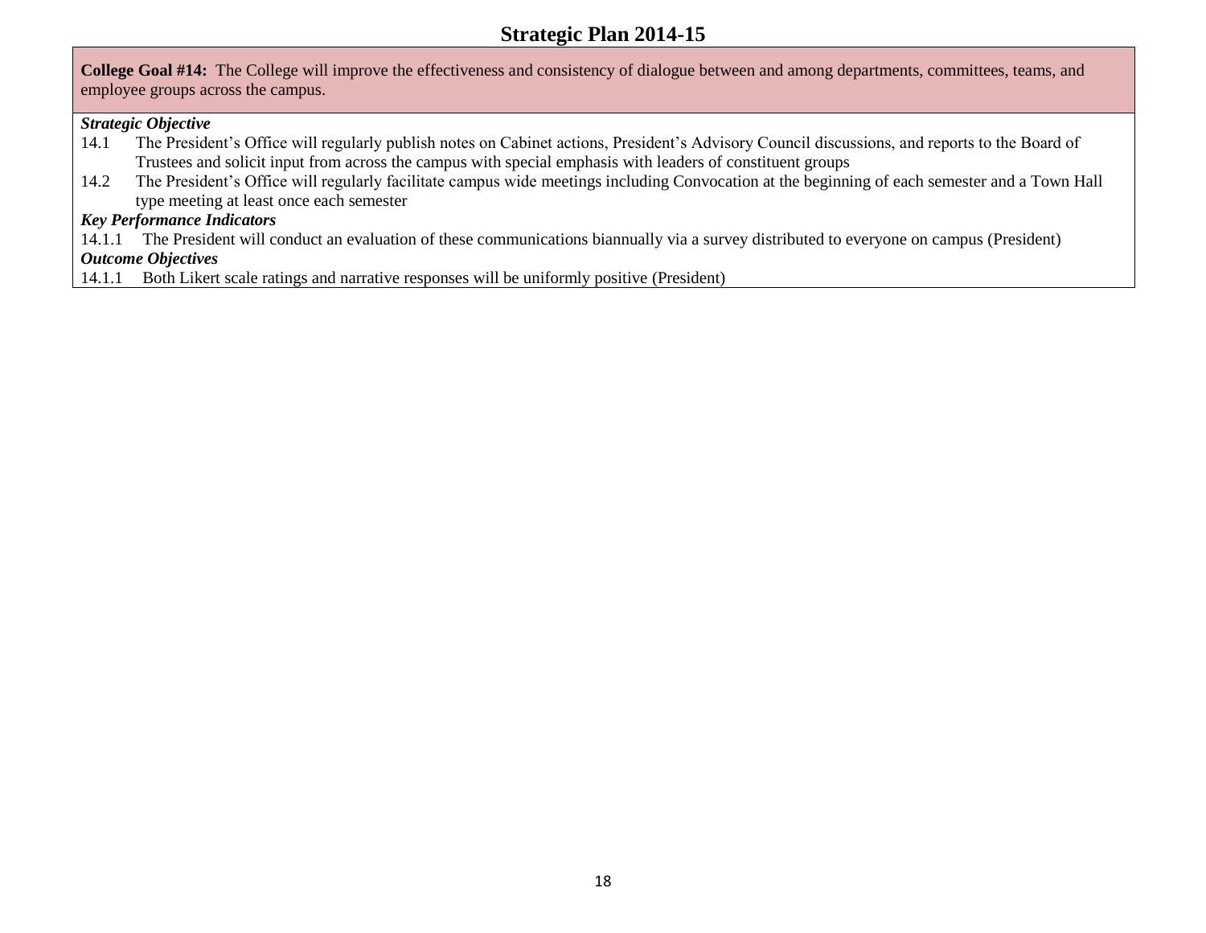# Strategic Plan 2014-15

**College Goal #14:** The College will improve the effectiveness and consistency of dialogue between and among departments, committees, teams, and employee groups across the campus.

***Strategic Objective***

14.1 The President's Office will regularly publish notes on Cabinet actions, President's Advisory Council discussions, and reports to the Board of Trustees and solicit input from across the campus with special emphasis with leaders of constituent groups

14.2 The President's Office will regularly facilitate campus wide meetings including Convocation at the beginning of each semester and a Town Hall type meeting at least once each semester

***Key Performance Indicators***

14.1.1 The President will conduct an evaluation of these communications biannually via a survey distributed to everyone on campus (President)

***Outcome Objectives***

14.1.1 Both Likert scale ratings and narrative responses will be uniformly positive (President)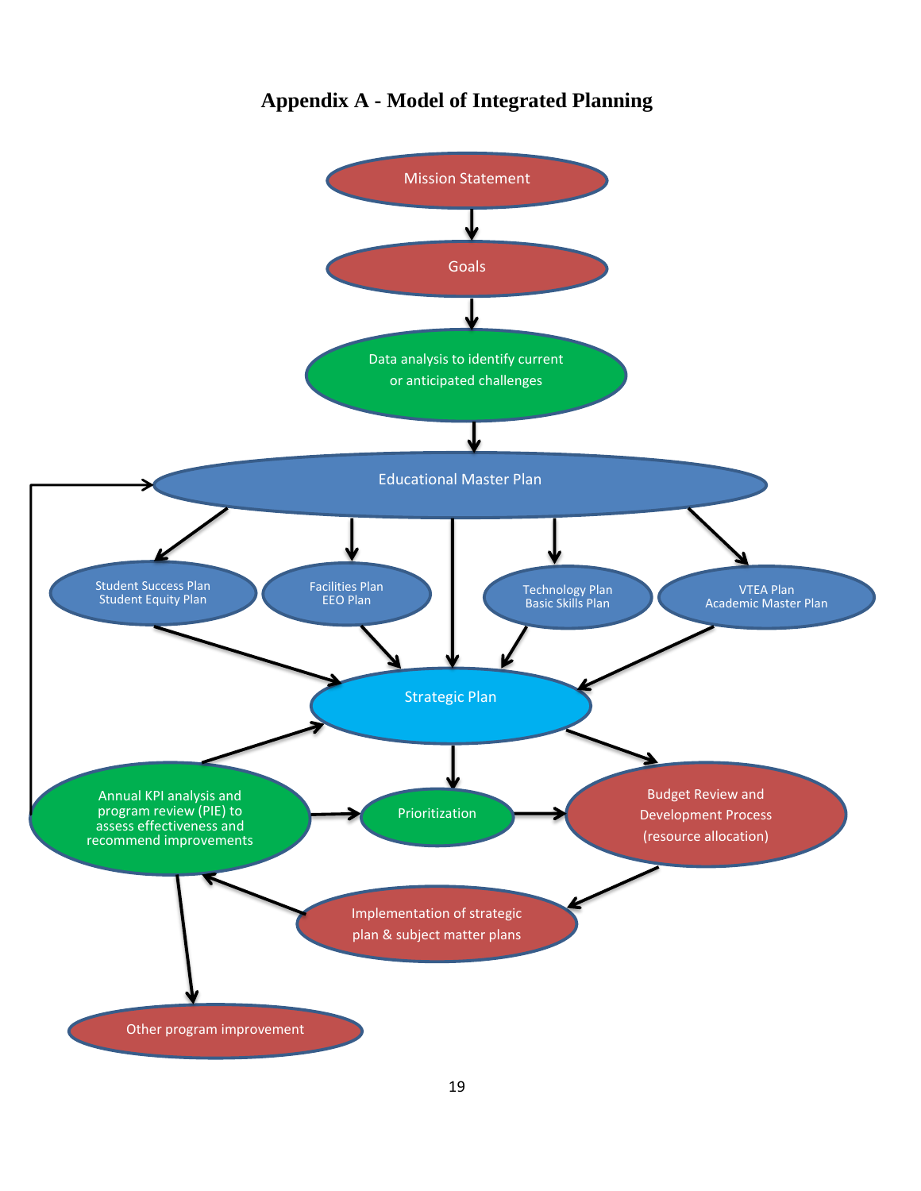# Appendix A - Model of Integrated Planning

Mission Statement

Goals

Data analysis to identify current or anticipated challenges

Educational Master Plan

Student Success Plan
Student Equity Plan

Facilities Plan
EEO Plan

Technology Plan
Basic Skills Plan

VTEA Plan
Academic Master Plan

Strategic Plan

Annual KPI analysis and program review (PIE) to assess effectiveness and recommend improvements

Prioritization

Budget Review and Development Process (resource allocation)

Implementation of strategic plan & subject matter plans

Other program improvement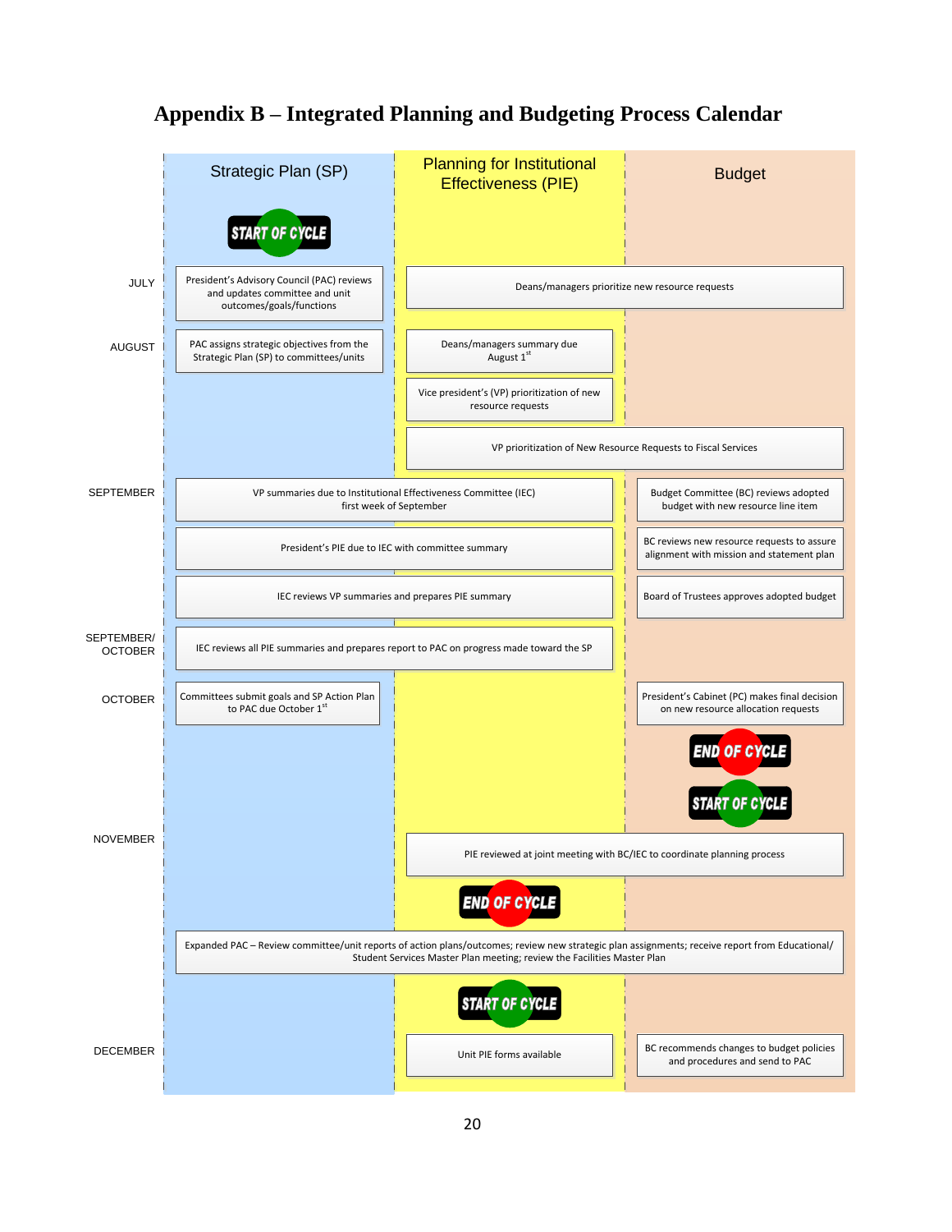# Appendix B – Integrated Planning and Budgeting Process Calendar

| Month | Strategic Plan (SP) | Planning for Institutional Effectiveness (PIE) | Budget |
|---|---|---|---|
| | START OF CYCLE | | |
| JULY | President's Advisory Council (PAC) reviews and updates committee and unit outcomes/goals/functions | Deans/managers prioritize new resource requests | Deans/managers prioritize new resource requests |
| AUGUST | PAC assigns strategic objectives from the Strategic Plan (SP) to committees/units | Deans/managers summary due August 1st | |
| | | Vice president's (VP) prioritization of new resource requests | |
| | | VP prioritization of New Resource Requests to Fiscal Services | VP prioritization of New Resource Requests to Fiscal Services |
| SEPTEMBER | VP summaries due to Institutional Effectiveness Committee (IEC) first week of September | VP summaries due to Institutional Effectiveness Committee (IEC) first week of September | Budget Committee (BC) reviews adopted budget with new resource line item |
| | President's PIE due to IEC with committee summary | President's PIE due to IEC with committee summary | BC reviews new resource requests to assure alignment with mission and statement plan |
| | IEC reviews VP summaries and prepares PIE summary | IEC reviews VP summaries and prepares PIE summary | Board of Trustees approves adopted budget |
| SEPTEMBER/ OCTOBER | IEC reviews all PIE summaries and prepares report to PAC on progress made toward the SP | IEC reviews all PIE summaries and prepares report to PAC on progress made toward the SP | |
| OCTOBER | Committees submit goals and SP Action Plan to PAC due October 1st | | President's Cabinet (PC) makes final decision on new resource allocation requests |
| | | | END OF CYCLE |
| | | | START OF CYCLE |
| NOVEMBER | | PIE reviewed at joint meeting with BC/IEC to coordinate planning process | PIE reviewed at joint meeting with BC/IEC to coordinate planning process |
| | | END OF CYCLE | |
| | Expanded PAC – Review committee/unit reports of action plans/outcomes; review new strategic plan assignments; receive report from Educational/ Student Services Master Plan meeting; review the Facilities Master Plan | Expanded PAC – Review committee/unit reports of action plans/outcomes; review new strategic plan assignments; receive report from Educational/ Student Services Master Plan meeting; review the Facilities Master Plan | Expanded PAC – Review committee/unit reports of action plans/outcomes; review new strategic plan assignments; receive report from Educational/ Student Services Master Plan meeting; review the Facilities Master Plan |
| | | START OF CYCLE | |
| DECEMBER | | Unit PIE forms available | BC recommends changes to budget policies and procedures and send to PAC |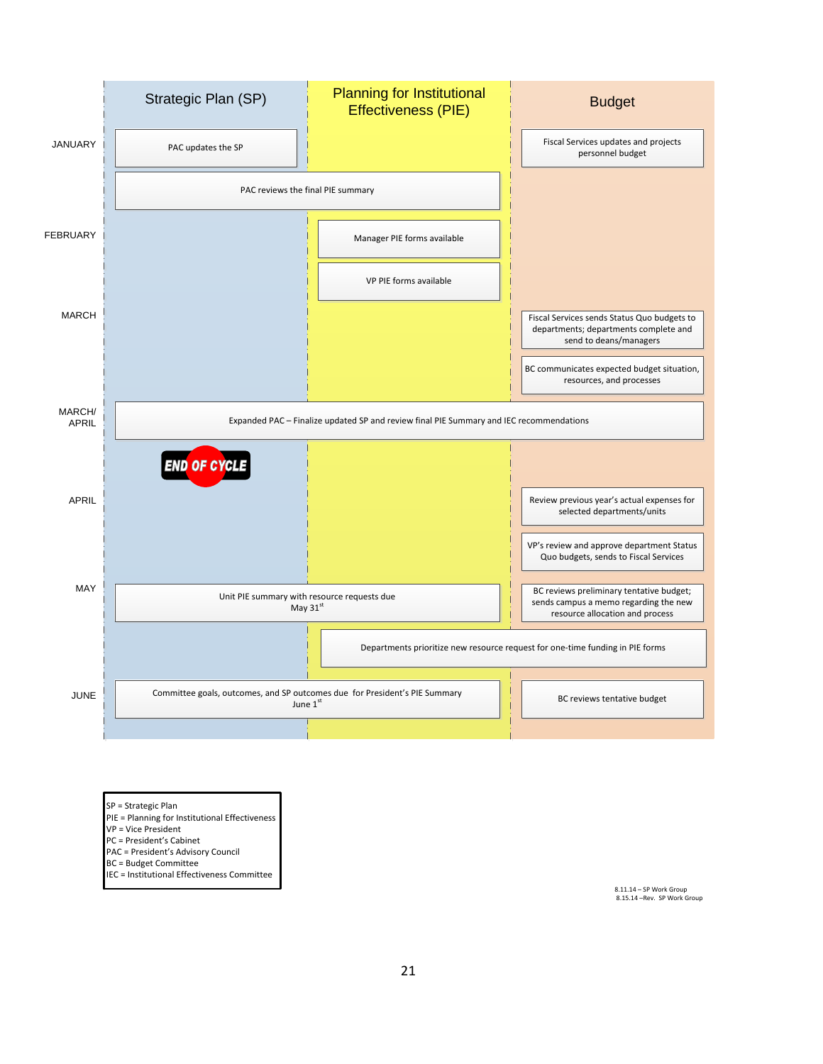| | Strategic Plan (SP) | Planning for Institutional Effectiveness (PIE) | Budget |
|---|---|---|---|
| JANUARY | PAC updates the SP | | Fiscal Services updates and projects personnel budget |
| | PAC reviews the final PIE summary | PAC reviews the final PIE summary | |
| FEBRUARY | | Manager PIE forms available | |
| | | VP PIE forms available | |
| MARCH | | | Fiscal Services sends Status Quo budgets to departments; departments complete and send to deans/managers |
| | | | BC communicates expected budget situation, resources, and processes |
| MARCH/ APRIL | Expanded PAC – Finalize updated SP and review final PIE Summary and IEC recommendations | Expanded PAC – Finalize updated SP and review final PIE Summary and IEC recommendations | Expanded PAC – Finalize updated SP and review final PIE Summary and IEC recommendations |
| | END OF CYCLE | | |
| APRIL | | | Review previous year's actual expenses for selected departments/units |
| | | | VP's review and approve department Status Quo budgets, sends to Fiscal Services |
| MAY | Unit PIE summary with resource requests due May 31st | Unit PIE summary with resource requests due May 31st | BC reviews preliminary tentative budget; sends campus a memo regarding the new resource allocation and process |
| | | Departments prioritize new resource request for one-time funding in PIE forms | Departments prioritize new resource request for one-time funding in PIE forms |
| JUNE | Committee goals, outcomes, and SP outcomes due for President's PIE Summary June 1st | Committee goals, outcomes, and SP outcomes due for President's PIE Summary June 1st | BC reviews tentative budget |

SP = Strategic Plan
PIE = Planning for Institutional Effectiveness
VP = Vice President
PC = President's Cabinet
PAC = President's Advisory Council
BC = Budget Committee
IEC = Institutional Effectiveness Committee

8.11.14 – SP Work Group
8.15.14 –Rev. SP Work Group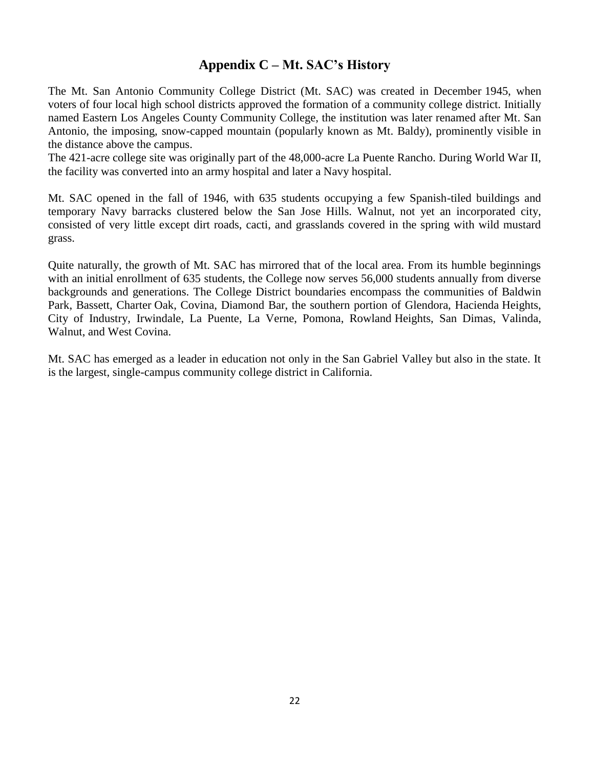# Appendix C – Mt. SAC's History

The Mt. San Antonio Community College District (Mt. SAC) was created in December 1945, when voters of four local high school districts approved the formation of a community college district. Initially named Eastern Los Angeles County Community College, the institution was later renamed after Mt. San Antonio, the imposing, snow-capped mountain (popularly known as Mt. Baldy), prominently visible in the distance above the campus.

The 421-acre college site was originally part of the 48,000-acre La Puente Rancho. During World War II, the facility was converted into an army hospital and later a Navy hospital.

Mt. SAC opened in the fall of 1946, with 635 students occupying a few Spanish-tiled buildings and temporary Navy barracks clustered below the San Jose Hills. Walnut, not yet an incorporated city, consisted of very little except dirt roads, cacti, and grasslands covered in the spring with wild mustard grass.

Quite naturally, the growth of Mt. SAC has mirrored that of the local area. From its humble beginnings with an initial enrollment of 635 students, the College now serves 56,000 students annually from diverse backgrounds and generations. The College District boundaries encompass the communities of Baldwin Park, Bassett, Charter Oak, Covina, Diamond Bar, the southern portion of Glendora, Hacienda Heights, City of Industry, Irwindale, La Puente, La Verne, Pomona, Rowland Heights, San Dimas, Valinda, Walnut, and West Covina.

Mt. SAC has emerged as a leader in education not only in the San Gabriel Valley but also in the state. It is the largest, single-campus community college district in California.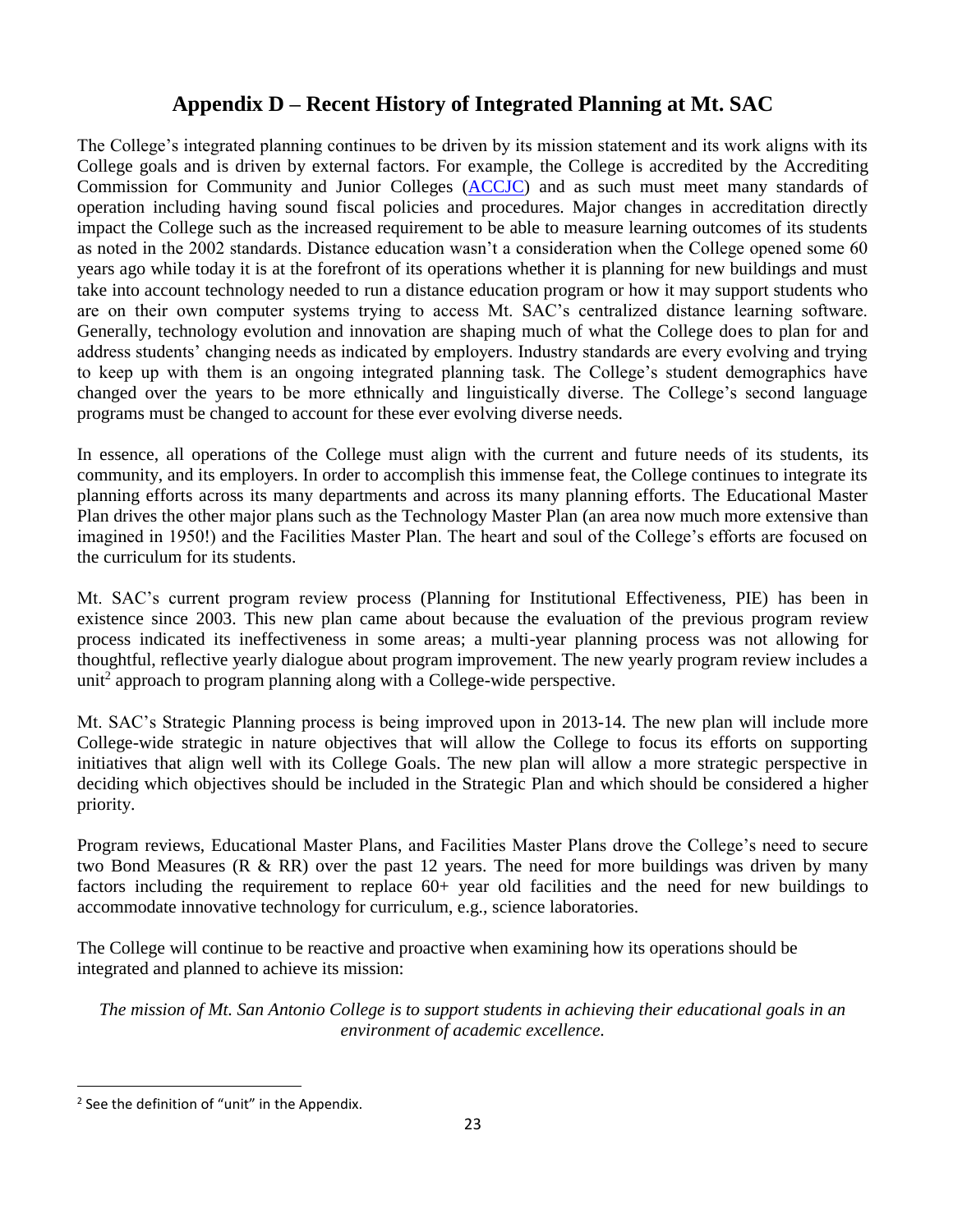# Appendix D – Recent History of Integrated Planning at Mt. SAC

The College's integrated planning continues to be driven by its mission statement and its work aligns with its College goals and is driven by external factors. For example, the College is accredited by the Accrediting Commission for Community and Junior Colleges (ACCJC) and as such must meet many standards of operation including having sound fiscal policies and procedures. Major changes in accreditation directly impact the College such as the increased requirement to be able to measure learning outcomes of its students as noted in the 2002 standards. Distance education wasn't a consideration when the College opened some 60 years ago while today it is at the forefront of its operations whether it is planning for new buildings and must take into account technology needed to run a distance education program or how it may support students who are on their own computer systems trying to access Mt. SAC's centralized distance learning software. Generally, technology evolution and innovation are shaping much of what the College does to plan for and address students' changing needs as indicated by employers. Industry standards are every evolving and trying to keep up with them is an ongoing integrated planning task. The College's student demographics have changed over the years to be more ethnically and linguistically diverse. The College's second language programs must be changed to account for these ever evolving diverse needs.

In essence, all operations of the College must align with the current and future needs of its students, its community, and its employers. In order to accomplish this immense feat, the College continues to integrate its planning efforts across its many departments and across its many planning efforts. The Educational Master Plan drives the other major plans such as the Technology Master Plan (an area now much more extensive than imagined in 1950!) and the Facilities Master Plan. The heart and soul of the College's efforts are focused on the curriculum for its students.

Mt. SAC's current program review process (Planning for Institutional Effectiveness, PIE) has been in existence since 2003. This new plan came about because the evaluation of the previous program review process indicated its ineffectiveness in some areas; a multi-year planning process was not allowing for thoughtful, reflective yearly dialogue about program improvement. The new yearly program review includes a unit[2] approach to program planning along with a College-wide perspective.

Mt. SAC's Strategic Planning process is being improved upon in 2013-14. The new plan will include more College-wide strategic in nature objectives that will allow the College to focus its efforts on supporting initiatives that align well with its College Goals. The new plan will allow a more strategic perspective in deciding which objectives should be included in the Strategic Plan and which should be considered a higher priority.

Program reviews, Educational Master Plans, and Facilities Master Plans drove the College's need to secure two Bond Measures (R & RR) over the past 12 years. The need for more buildings was driven by many factors including the requirement to replace 60+ year old facilities and the need for new buildings to accommodate innovative technology for curriculum, e.g., science laboratories.

The College will continue to be reactive and proactive when examining how its operations should be integrated and planned to achieve its mission:

*The mission of Mt. San Antonio College is to support students in achieving their educational goals in an environment of academic excellence.*

---

[2] See the definition of "unit" in the Appendix.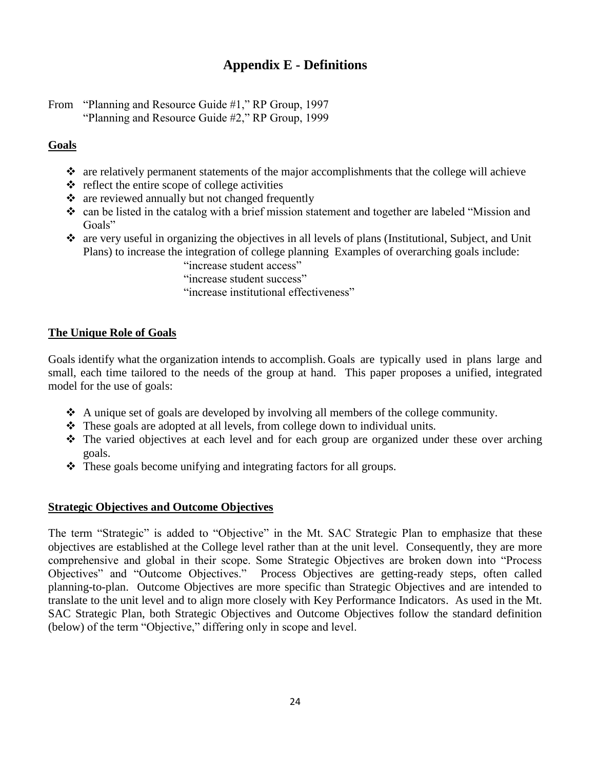# Appendix E - Definitions

From "Planning and Resource Guide #1," RP Group, 1997
"Planning and Resource Guide #2," RP Group, 1999

**Goals**

- are relatively permanent statements of the major accomplishments that the college will achieve
- reflect the entire scope of college activities
- are reviewed annually but not changed frequently
- can be listed in the catalog with a brief mission statement and together are labeled "Mission and Goals"
- are very useful in organizing the objectives in all levels of plans (Institutional, Subject, and Unit Plans) to increase the integration of college planning Examples of overarching goals include:
  - "increase student access"
  - "increase student success"
  - "increase institutional effectiveness"

**The Unique Role of Goals**

Goals identify what the organization intends to accomplish. Goals are typically used in plans large and small, each time tailored to the needs of the group at hand. This paper proposes a unified, integrated model for the use of goals:

- A unique set of goals are developed by involving all members of the college community.
- These goals are adopted at all levels, from college down to individual units.
- The varied objectives at each level and for each group are organized under these over arching goals.
- These goals become unifying and integrating factors for all groups.

**Strategic Objectives and Outcome Objectives**

The term "Strategic" is added to "Objective" in the Mt. SAC Strategic Plan to emphasize that these objectives are established at the College level rather than at the unit level. Consequently, they are more comprehensive and global in their scope. Some Strategic Objectives are broken down into "Process Objectives" and "Outcome Objectives." Process Objectives are getting-ready steps, often called planning-to-plan. Outcome Objectives are more specific than Strategic Objectives and are intended to translate to the unit level and to align more closely with Key Performance Indicators. As used in the Mt. SAC Strategic Plan, both Strategic Objectives and Outcome Objectives follow the standard definition (below) of the term "Objective," differing only in scope and level.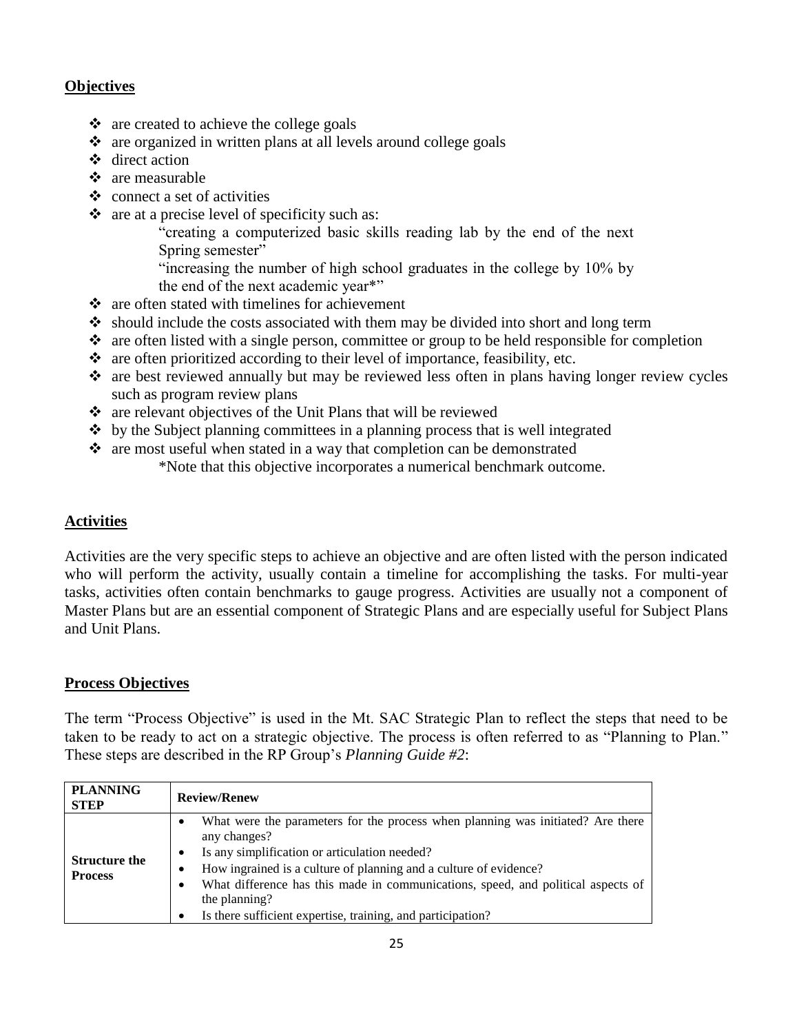**Objectives**

- are created to achieve the college goals
- are organized in written plans at all levels around college goals
- direct action
- are measurable
- connect a set of activities
- are at a precise level of specificity such as:

  "creating a computerized basic skills reading lab by the end of the next Spring semester"

  "increasing the number of high school graduates in the college by 10% by the end of the next academic year*"
- are often stated with timelines for achievement
- should include the costs associated with them may be divided into short and long term
- are often listed with a single person, committee or group to be held responsible for completion
- are often prioritized according to their level of importance, feasibility, etc.
- are best reviewed annually but may be reviewed less often in plans having longer review cycles such as program review plans
- are relevant objectives of the Unit Plans that will be reviewed
- by the Subject planning committees in a planning process that is well integrated
- are most useful when stated in a way that completion can be demonstrated

  *Note that this objective incorporates a numerical benchmark outcome.

**Activities**

Activities are the very specific steps to achieve an objective and are often listed with the person indicated who will perform the activity, usually contain a timeline for accomplishing the tasks. For multi-year tasks, activities often contain benchmarks to gauge progress. Activities are usually not a component of Master Plans but are an essential component of Strategic Plans and are especially useful for Subject Plans and Unit Plans.

**Process Objectives**

The term "Process Objective" is used in the Mt. SAC Strategic Plan to reflect the steps that need to be taken to be ready to act on a strategic objective. The process is often referred to as "Planning to Plan." These steps are described in the RP Group's *Planning Guide #2*:

| PLANNING STEP | Review/Renew |
|---|---|
| **Structure the Process** | • What were the parameters for the process when planning was initiated? Are there any changes?<br>• Is any simplification or articulation needed?<br>• How ingrained is a culture of planning and a culture of evidence?<br>• What difference has this made in communications, speed, and political aspects of the planning?<br>• Is there sufficient expertise, training, and participation? |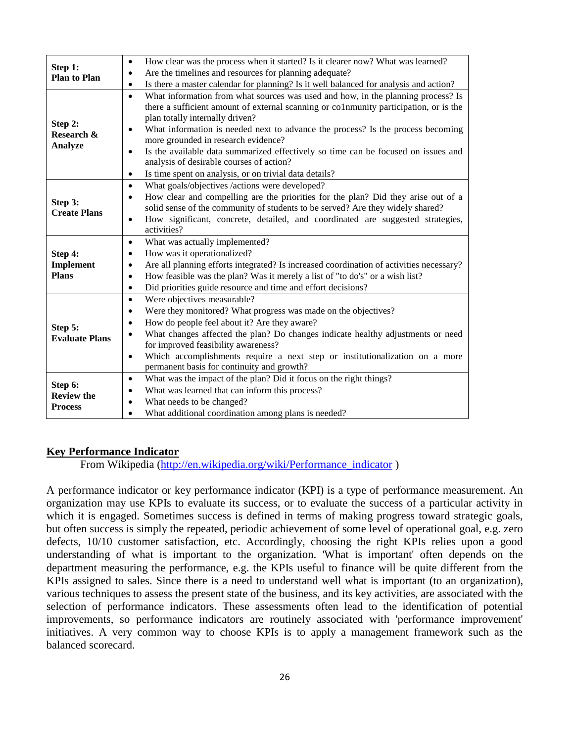| | |
|---|---|
| **Step 1: Plan to Plan** | • How clear was the process when it started? Is it clearer now? What was learned?<br>• Are the timelines and resources for planning adequate?<br>• Is there a master calendar for planning? Is it well balanced for analysis and action? |
| **Step 2: Research & Analyze** | • What information from what sources was used and how, in the planning process? Is there a sufficient amount of external scanning or co1nmunity participation, or is the plan totally internally driven?<br>• What information is needed next to advance the process? Is the process becoming more grounded in research evidence?<br>• Is the available data summarized effectively so time can be focused on issues and analysis of desirable courses of action?<br>• Is time spent on analysis, or on trivial data details? |
| **Step 3: Create Plans** | • What goals/objectives /actions were developed?<br>• How clear and compelling are the priorities for the plan? Did they arise out of a solid sense of the community of students to be served? Are they widely shared?<br>• How significant, concrete, detailed, and coordinated are suggested strategies, activities? |
| **Step 4: Implement Plans** | • What was actually implemented?<br>• How was it operationalized?<br>• Are all planning efforts integrated? Is increased coordination of activities necessary?<br>• How feasible was the plan? Was it merely a list of "to do's" or a wish list?<br>• Did priorities guide resource and time and effort decisions? |
| **Step 5: Evaluate Plans** | • Were objectives measurable?<br>• Were they monitored? What progress was made on the objectives?<br>• How do people feel about it? Are they aware?<br>• What changes affected the plan? Do changes indicate healthy adjustments or need for improved feasibility awareness?<br>• Which accomplishments require a next step or institutionalization on a more permanent basis for continuity and growth? |
| **Step 6: Review the Process** | • What was the impact of the plan? Did it focus on the right things?<br>• What was learned that can inform this process?<br>• What needs to be changed?<br>• What additional coordination among plans is needed? |

## Key Performance Indicator

From Wikipedia (http://en.wikipedia.org/wiki/Performance_indicator )

A performance indicator or key performance indicator (KPI) is a type of performance measurement. An organization may use KPIs to evaluate its success, or to evaluate the success of a particular activity in which it is engaged. Sometimes success is defined in terms of making progress toward strategic goals, but often success is simply the repeated, periodic achievement of some level of operational goal, e.g. zero defects, 10/10 customer satisfaction, etc. Accordingly, choosing the right KPIs relies upon a good understanding of what is important to the organization. 'What is important' often depends on the department measuring the performance, e.g. the KPIs useful to finance will be quite different from the KPIs assigned to sales. Since there is a need to understand well what is important (to an organization), various techniques to assess the present state of the business, and its key activities, are associated with the selection of performance indicators. These assessments often lead to the identification of potential improvements, so performance indicators are routinely associated with 'performance improvement' initiatives. A very common way to choose KPIs is to apply a management framework such as the balanced scorecard.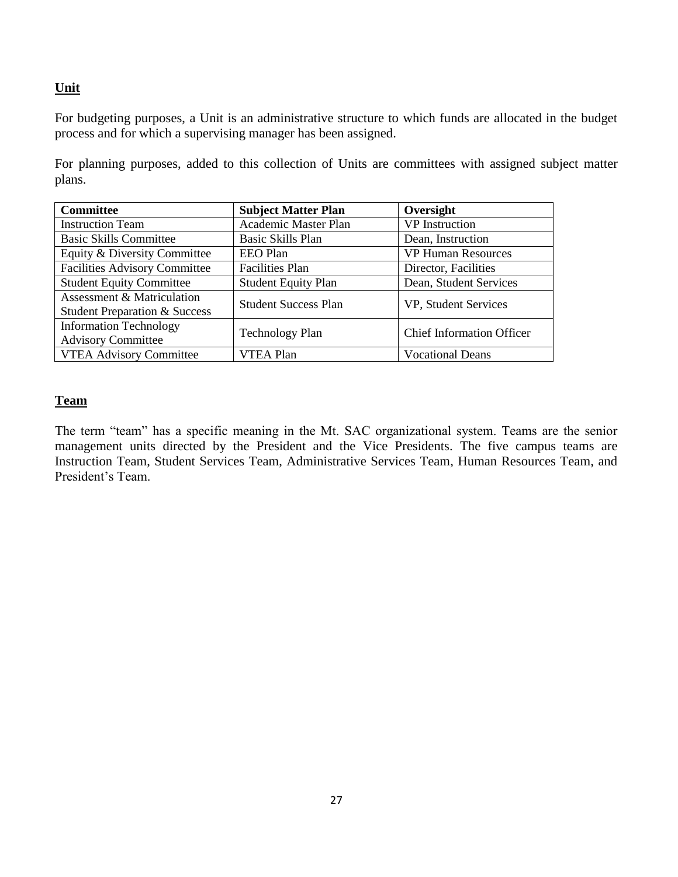**Unit**

For budgeting purposes, a Unit is an administrative structure to which funds are allocated in the budget process and for which a supervising manager has been assigned.

For planning purposes, added to this collection of Units are committees with assigned subject matter plans.

| Committee | Subject Matter Plan | Oversight |
|---|---|---|
| Instruction Team | Academic Master Plan | VP Instruction |
| Basic Skills Committee | Basic Skills Plan | Dean, Instruction |
| Equity & Diversity Committee | EEO Plan | VP Human Resources |
| Facilities Advisory Committee | Facilities Plan | Director, Facilities |
| Student Equity Committee | Student Equity Plan | Dean, Student Services |
| Assessment & Matriculation Student Preparation & Success | Student Success Plan | VP, Student Services |
| Information Technology Advisory Committee | Technology Plan | Chief Information Officer |
| VTEA Advisory Committee | VTEA Plan | Vocational Deans |

**Team**

The term "team" has a specific meaning in the Mt. SAC organizational system. Teams are the senior management units directed by the President and the Vice Presidents. The five campus teams are Instruction Team, Student Services Team, Administrative Services Team, Human Resources Team, and President's Team.